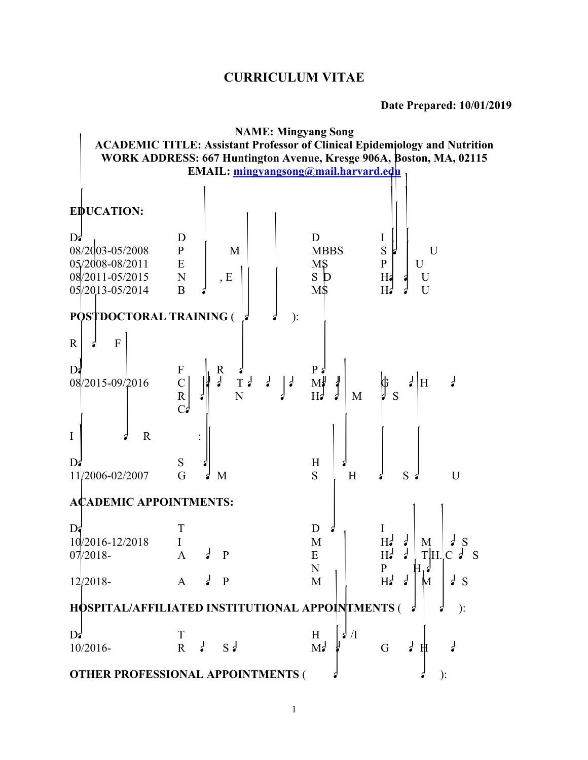# CURRICULUM VITAE

**Date Prepared: 10/01/2019**

**NAME: Mingyang Song**
**ACADEMIC TITLE: Assistant Professor of Clinical Epidemiology and Nutrition**
**WORK ADDRESS: 667 Huntington Avenue, Kresge 906A, Boston, MA, 02115**
**EMAIL: mingyangsong@mail.harvard.edu**

## EDUCATION:

| D | D | | D | I |
|---|---|---|---|---|
| 08/2003-05/2008 | P | M | MBBS | S U |
| 05/2008-08/2011 | E | | MS | P U |
| 08/2011-05/2015 | N | , E | S D | H U |
| 05/2013-05/2014 | B | | MS | H U |

## POSTDOCTORAL TRAINING ( ):

R F

| D | F R | P |
|---|---|---|
| 08/2015-09/2016 | C T R N C | M G H H M S |

I R :

| D | S | H |
|---|---|---|
| 11/2006-02/2007 | G M | S H S U |

## ACADEMIC APPOINTMENTS:

| D | T | D | I |
|---|---|---|---|
| 10/2016-12/2018 | I | M | H M S |
| 07/2018- | A P | E N | H T.H. C S P H |
| 12/2018- | A P | M | H M S |

## HOSPITAL/AFFILIATED INSTITUTIONAL APPOINTMENTS ( ):

| D | T | H /I |
|---|---|---|
| 10/2016- | R S | M G H |

## OTHER PROFESSIONAL APPOINTMENTS ( ):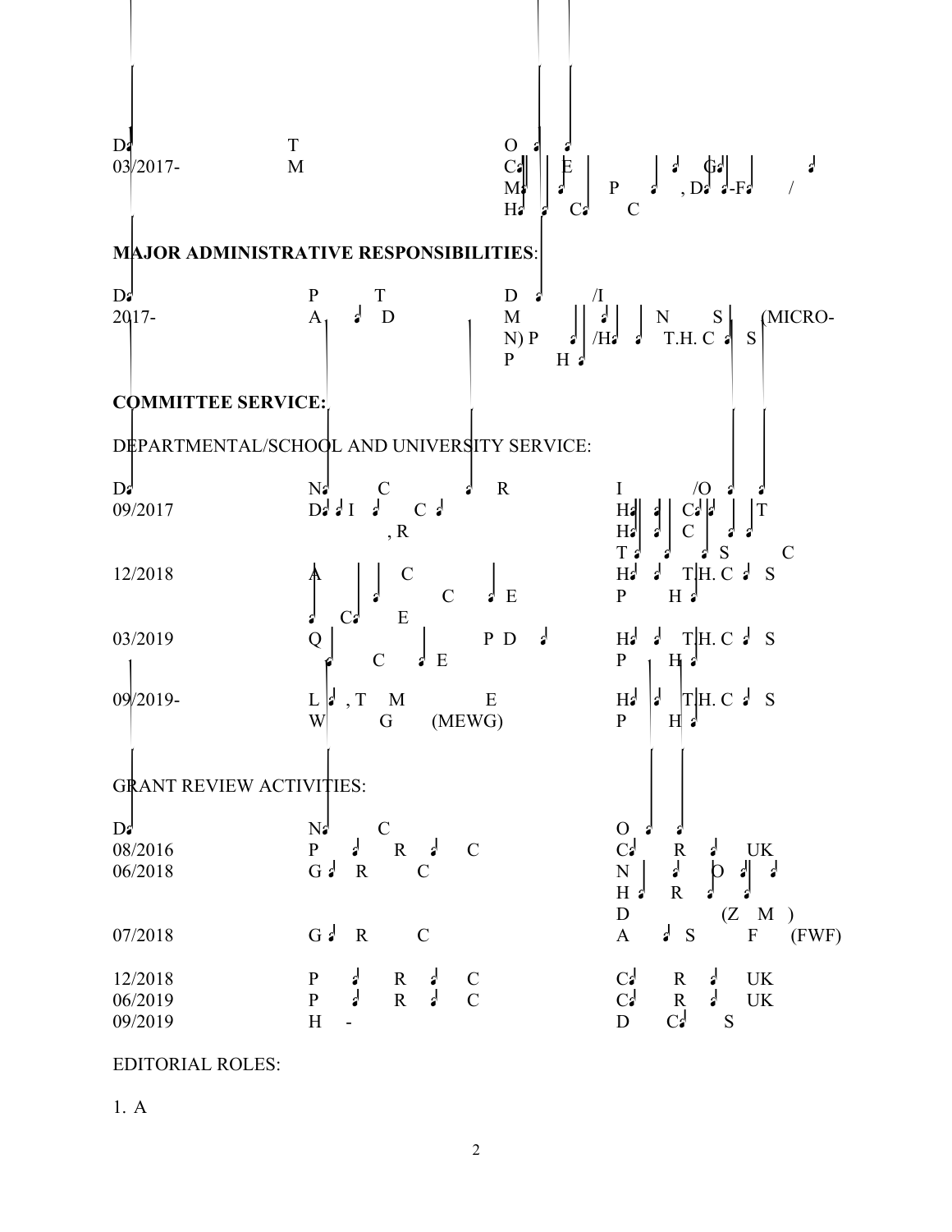| D | T | O |
|---|---|---|
| 03/2017- | M | C E G M P , D -F / H C C |

**MAJOR ADMINISTRATIVE RESPONSIBILITIES**:

| D | P T | D /I |
|---|---|---|
| 2017- | A D | M N S (MICRO-N) P /H T.H. C S P H |

**COMMITTEE SERVICE:**

DEPARTMENTAL/SCHOOL AND UNIVERSITY SERVICE:

| D | N C R | I /O |
|---|---|---|
| 09/2017 | D I C , R | H C T H C T S C |
| 12/2018 | A C C E C E | H T.H. C S P H |
| 03/2019 | Q P D C E | H T.H. C S P H |
| 09/2019- | L , T M E W G (MEWG) | H T.H. C S P H |

GRANT REVIEW ACTIVITIES:

| D | N C | O |
|---|---|---|
| 08/2016 | P R C | C R UK |
| 06/2018 | G R C | N O H R D (Z M ) |
| 07/2018 | G R C | A S F (FWF) |
| 12/2018 | P R C | C R UK |
| 06/2019 | P R C | C R UK |
| 09/2019 | H - | D C S |

EDITORIAL ROLES:

1. A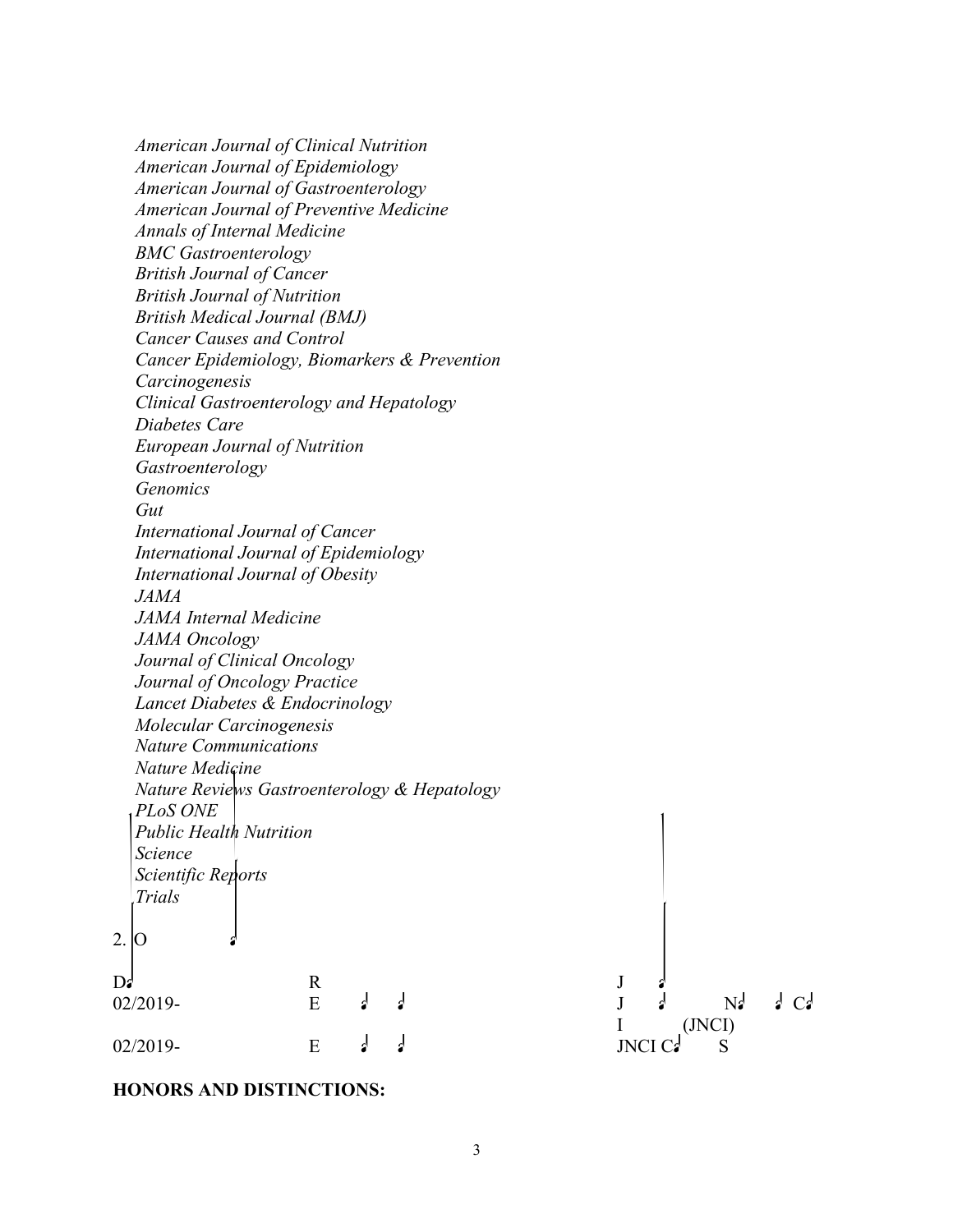*American Journal of Clinical Nutrition*
*American Journal of Epidemiology*
*American Journal of Gastroenterology*
*American Journal of Preventive Medicine*
*Annals of Internal Medicine*
*BMC Gastroenterology*
*British Journal of Cancer*
*British Journal of Nutrition*
*British Medical Journal (BMJ)*
*Cancer Causes and Control*
*Cancer Epidemiology, Biomarkers & Prevention*
*Carcinogenesis*
*Clinical Gastroenterology and Hepatology*
*Diabetes Care*
*European Journal of Nutrition*
*Gastroenterology*
*Genomics*
*Gut*
*International Journal of Cancer*
*International Journal of Epidemiology*
*International Journal of Obesity*
*JAMA*
*JAMA Internal Medicine*
*JAMA Oncology*
*Journal of Clinical Oncology*
*Journal of Oncology Practice*
*Lancet Diabetes & Endocrinology*
*Molecular Carcinogenesis*
*Nature Communications*
*Nature Medicine*
*Nature Reviews Gastroenterology & Hepatology*
*PLoS ONE*
*Public Health Nutrition*
*Science*
*Scientific Reports*
*Trials*

2. O

| D | R | J |
|---|---|---|
| 02/2019- | E | J N C I (JNCI) |
| 02/2019- | E | JNCI C S |

**HONORS AND DISTINCTIONS:**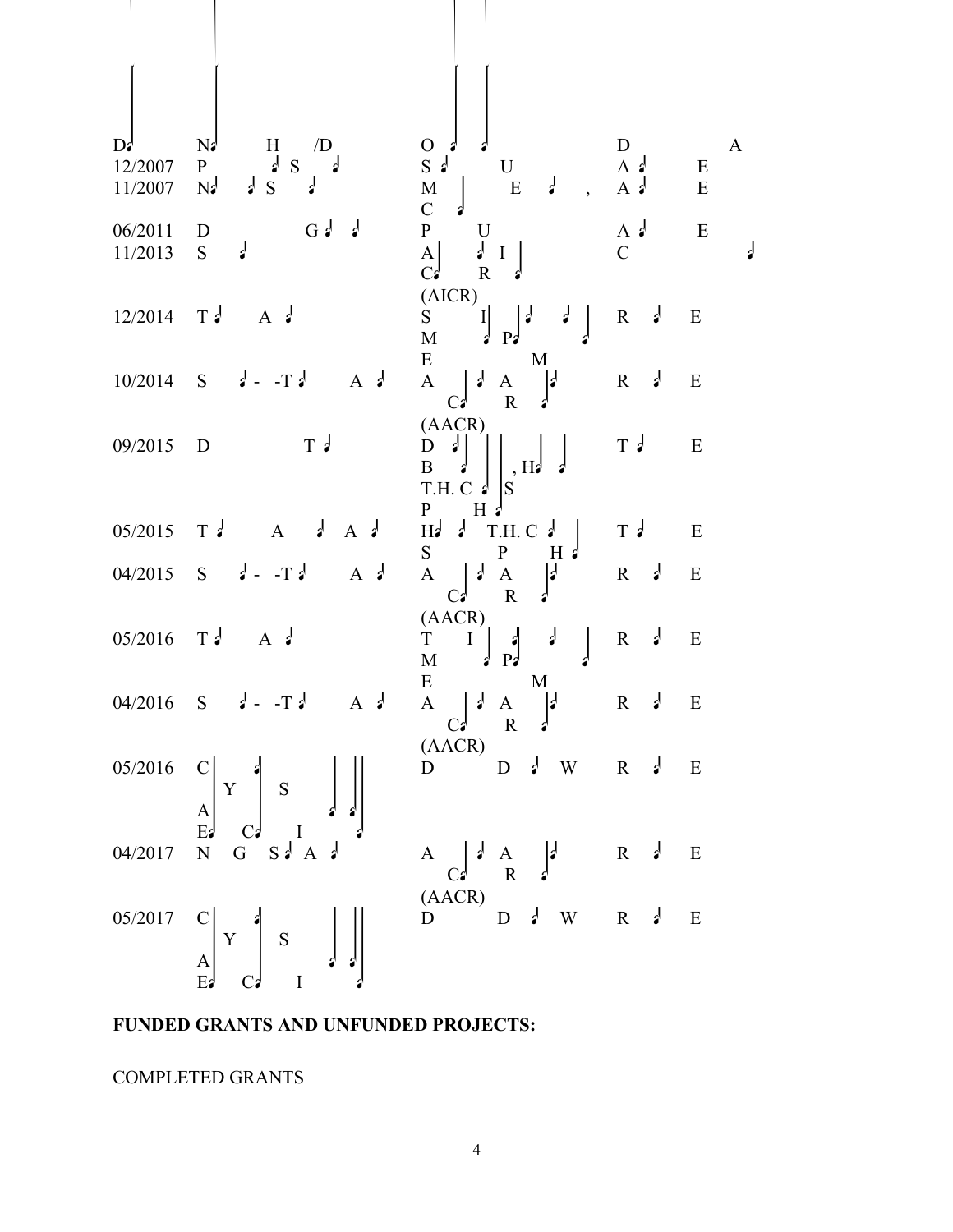| D | N H /D | O | D A |
|---|---|---|---|
| 12/2007 | P S | S U | A E |
| 11/2007 | N S | M E , C | A E |
| 06/2011 | D G | P U | A E |
| 11/2013 | S | A I C R (AICR) | C |
| 12/2014 | T A | S I M P E M | R E |
| 10/2014 | S - -T A | A A C R (AACR) | R E |
| 09/2015 | D T | D B , H T.H. C S P H | T E |
| 05/2015 | T A A | H T.H. C S P H | T E |
| 04/2015 | S - -T A | A A C R (AACR) | R E |
| 05/2016 | T A | T I M P E M | R E |
| 04/2016 | S - -T A | A A C R (AACR) | R E |
| 05/2016 | C Y S A E C I | D D W | R E |
| 04/2017 | N G S A | A A C R (AACR) | R E |
| 05/2017 | C Y S A E C I | D D W | R E |

**FUNDED GRANTS AND UNFUNDED PROJECTS:**

COMPLETED GRANTS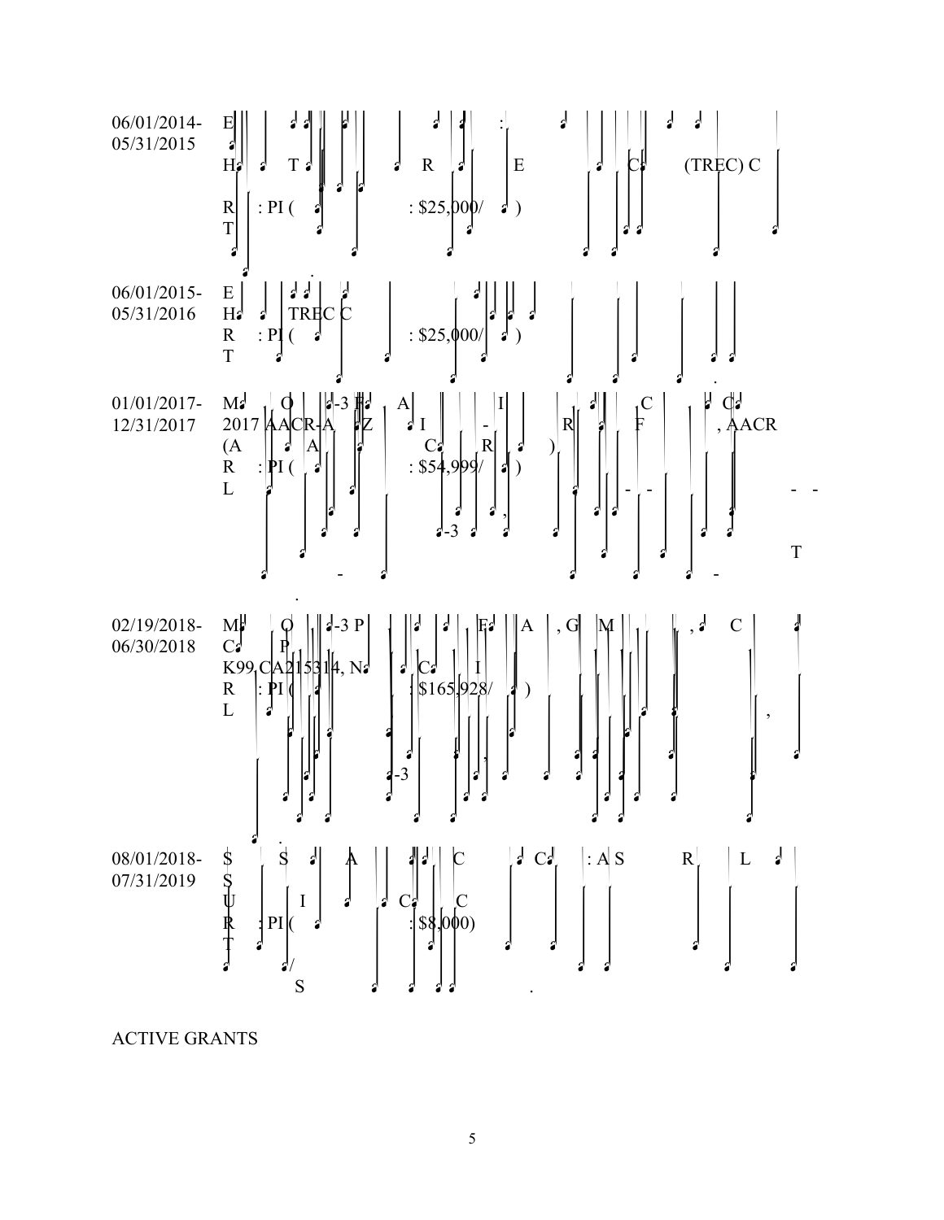06/01/2014- 05/31/2015 E
H T R E C (TREC) C
R : PI ( : $25,000/ )
T

06/01/2015- 05/31/2016 E
H TREC C
R : PI ( : $25,000/ )
T

01/01/2017- 12/31/2017 M O -3 F A I C C
2017 AACR-A Z I - R F , AACR
(A A C R ),
R : PI ( : $54,999/ )
L - - - -
, -3
T
- -
.

02/19/2018- 06/30/2018 M O -3 P F A , G M , C
C P
K99 CA215314, N C I
R : PI ( : $165,928/ )
L ,
,
-3
.

08/01/2018- 07/31/2019 $ S A C C : A S R L
S
U I C C
R : PI ( : $8,000)
T
/
S .

ACTIVE GRANTS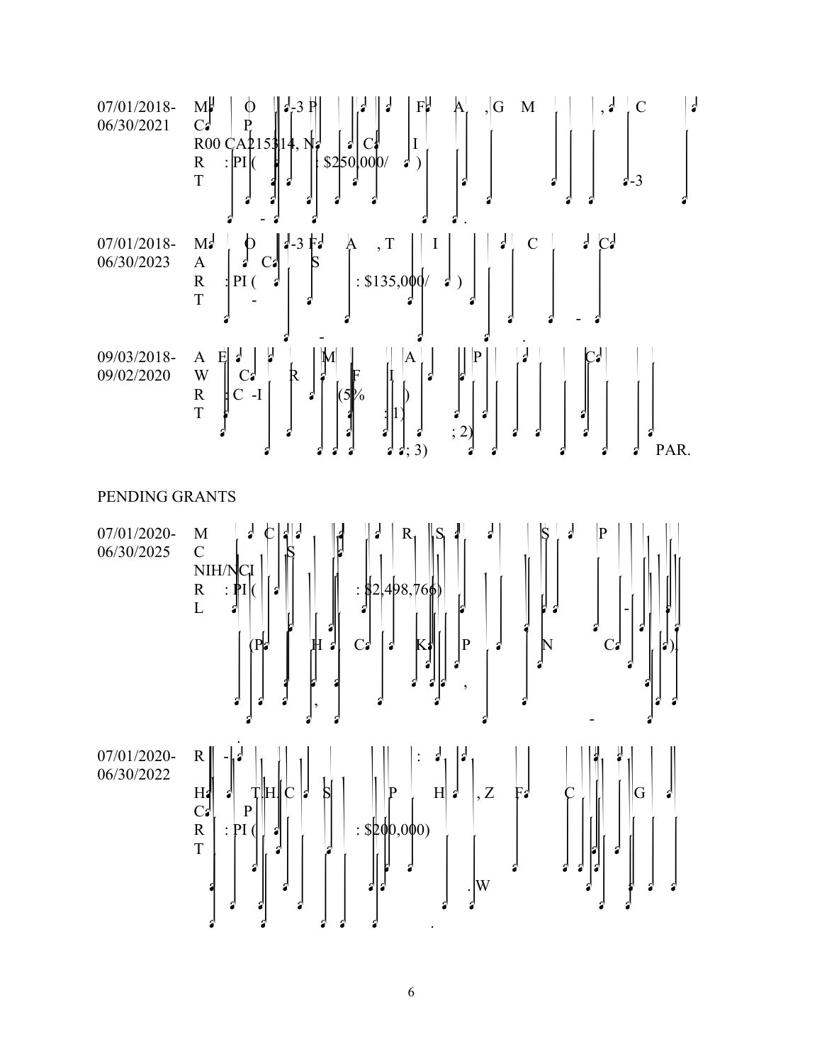07/01/2018- M O -3 P F A , G M , C
06/30/2021 C P
R00 CA215314, N C I
R : PI ( : $250,000/ )
T -3
\- .

07/01/2018- M O -3 F A , T I C C
06/30/2023 A C S
R : PI ( : $135,000/ )
T -
\- - .

09/03/2018- A E M A P C
09/02/2020 W C R F I
R : C -I (5% )
T : 1)
; 2)
; 3) PAR.

PENDING GRANTS

07/01/2020- M C R S S P
06/30/2025 C S
NIH/NCI
R : PI ( : $2,498,766)
L -
(P H C K P N C ).
,
,
\-
.

07/01/2020- R - :
06/30/2022
H T.H. C S P H , Z F C G
C P
R : PI ( : $200,000)
T
. W
.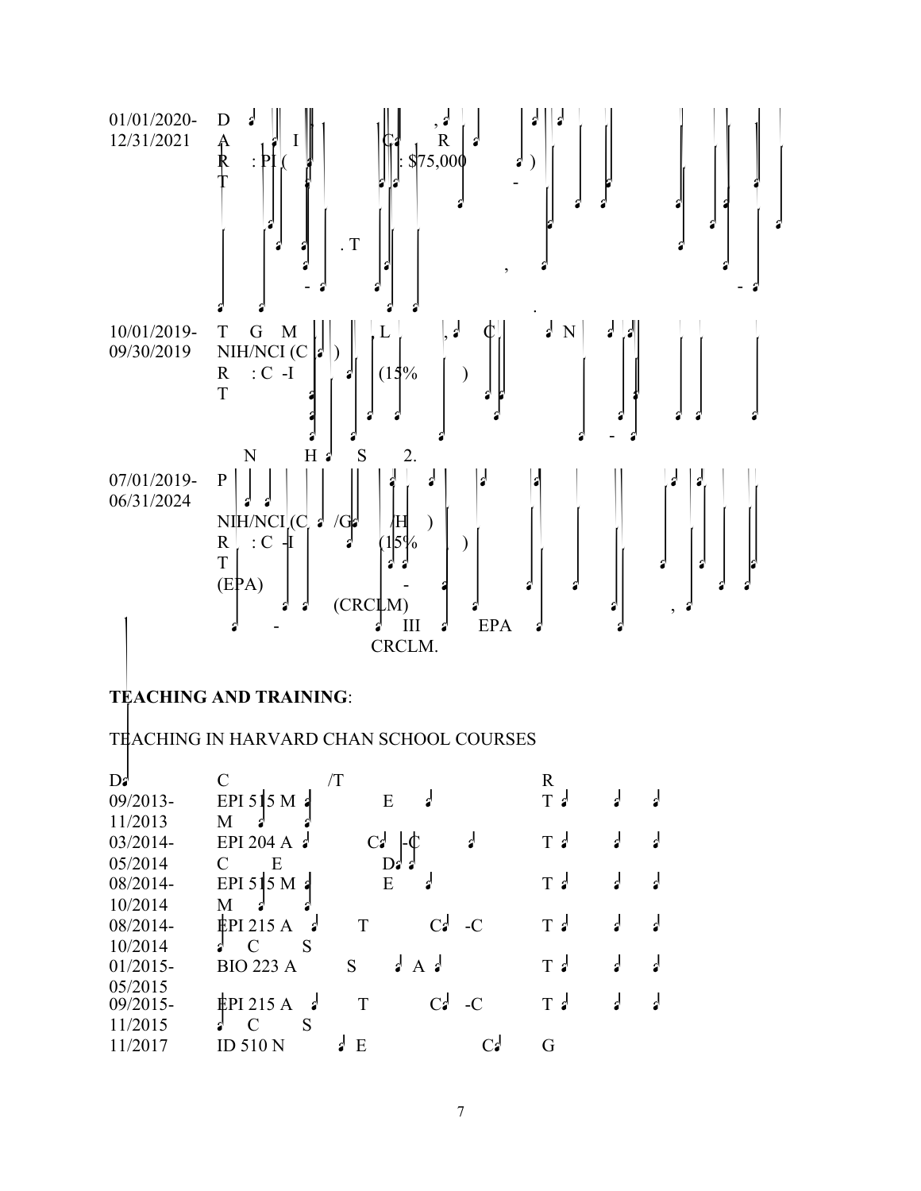01/01/2020- 12/31/2021 D , A I C R R : PI ( : $75,000 ) T - . T , - .

10/01/2019- 09/30/2019 T G M L , C N NIH/NCI (C ) R : C -I (15% ) T - N H S 2.

07/01/2019- 06/31/2024 P NIH/NCI (C /G /H ) R : C -I (15% ) T (EPA) - (CRCLM) , - III EPA CRCLM.

## TEACHING AND TRAINING:

TEACHING IN HARVARD CHAN SCHOOL COURSES

| D | C /T | R |
|---|---|---|
| 09/2013- 11/2013 | EPI 515 M E M | T |
| 03/2014- 05/2014 | EPI 204 A C -C C E D | T |
| 08/2014- 10/2014 | EPI 515 M E M | T |
| 08/2014- 10/2014 | EPI 215 A T C -C C S | T |
| 01/2015- 05/2015 | BIO 223 A S A | T |
| 09/2015- 11/2015 | EPI 215 A T C -C C S | T |
| 11/2017 | ID 510 N E C | G |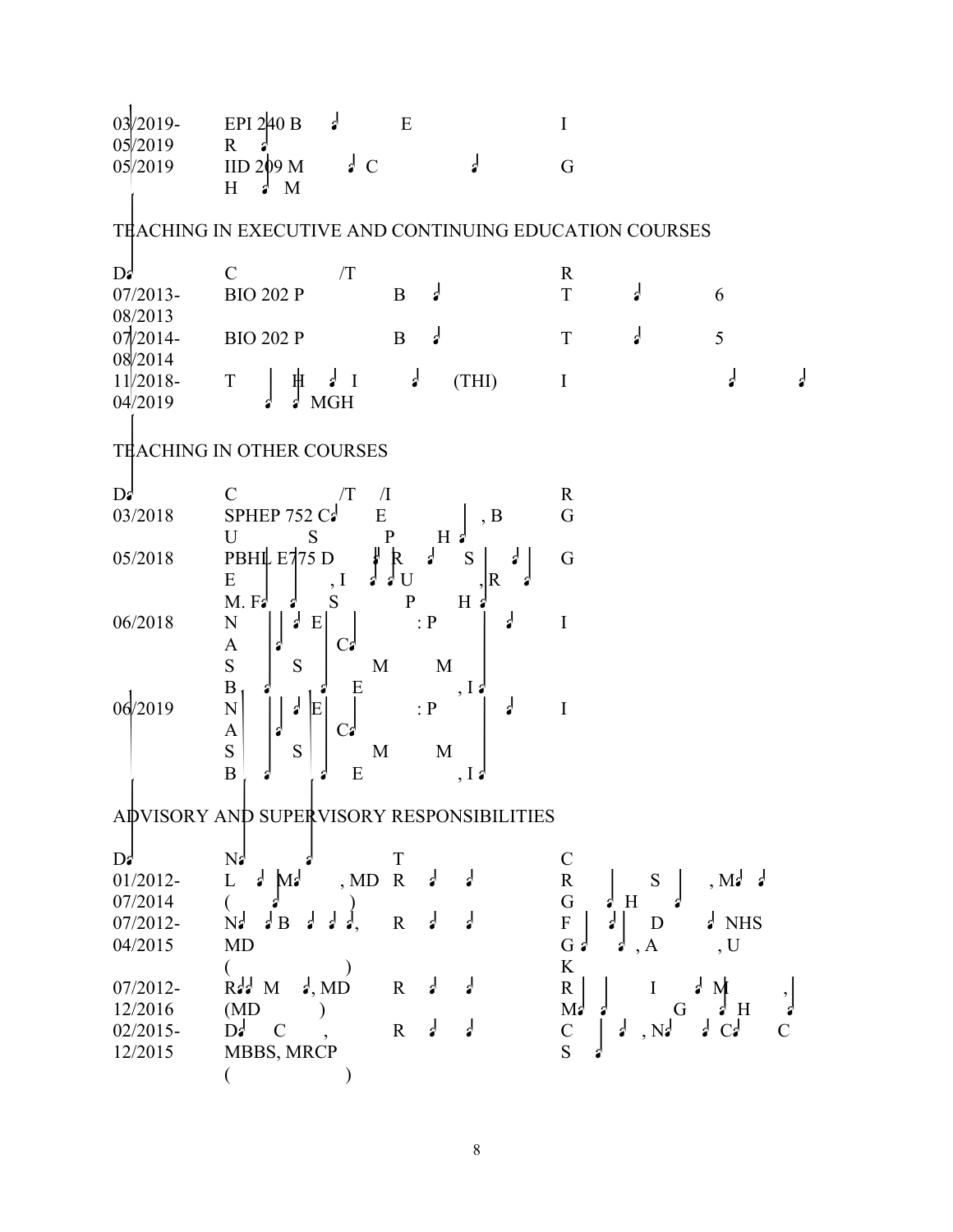| | | |
|---|---|---|
| 03/2019-05/2019 | EPI 240 B E R | I |
| 05/2019 | IID 209 M C H M | G |

TEACHING IN EXECUTIVE AND CONTINUING EDUCATION COURSES

| D | C /T | R |
|---|---|---|
| 07/2013-08/2013 | BIO 202 P B | T 6 |
| 07/2014-08/2014 | BIO 202 P B | T 5 |
| 11/2018-04/2019 | T H I (THI) MGH | I |

TEACHING IN OTHER COURSES

| D | C /T /I | R |
|---|---|---|
| 03/2018 | SPHEP 752 C E , B U S P H | G |
| 05/2018 | PBHL E775 D R S E , I U , R M. F S P H | G |
| 06/2018 | N E : P A C S S M M B E , I | I |
| 06/2019 | N E : P A C S S M M B E , I | I |

ADVISORY AND SUPERVISORY RESPONSIBILITIES

| D | N | T | C |
|---|---|---|---|
| 01/2012-07/2014 | L M , MD ( ) | R | R S , M G H |
| 07/2012-04/2015 | N B , MD ( ) | R | F D NHS G , A , U K |
| 07/2012-12/2016 | R M , MD (MD ) | R | R I M , M G H |
| 02/2015-12/2015 | D C , MBBS, MRCP ( ) | R | C , N C C S |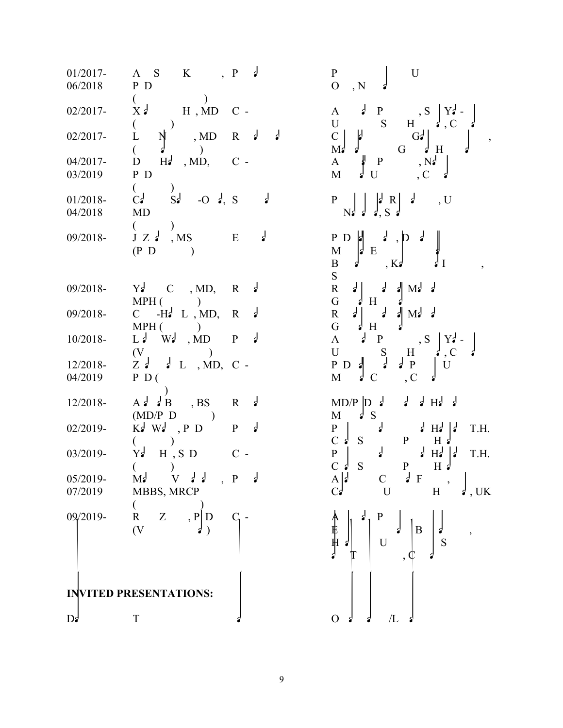| | | |
|---|---|---|
| 01/2017-<br>06/2018 | A S K , P<br>P D<br>( ) | P U<br>O , N |
| 02/2017- | X H , MD C -<br>( ) | A P , S Y -<br>U S H , C |
| 02/2017- | L N , MD R<br>( ) | C G ,<br>M G H |
| 04/2017-<br>03/2019 | D H , MD, C -<br>P D<br>( ) | A P , N<br>M U , C |
| 01/2018-<br>04/2018 | C S -O , S<br>MD<br>( ) | P R , U<br>N , S |
| 09/2018- | J Z , MS E<br>(P D ) | P D , D<br>M E<br>B , K I ,<br>S |
| 09/2018- | Y C , MD, R<br>MPH ( ) | R M<br>G H |
| 09/2018- | C -H L , MD, R<br>MPH ( ) | R M<br>G H |
| 10/2018- | L W , MD P<br>(V ) | A P , S Y -<br>U S H , C |
| 12/2018-<br>04/2019 | Z L , MD, C -<br>P D (<br>) | P D P U<br>M C , C |
| 12/2018- | A B , BS R<br>(MD/P D ) | MD/P D H<br>M S |
| 02/2019- | K W , P D P<br>( ) | P H T.H.<br>C S P H |
| 03/2019- | Y H , S D C -<br>( ) | P H T.H.<br>C S P H |
| 05/2019-<br>07/2019 | M V , P<br>MBBS, MRCP<br>( ) | A C F ,<br>C U H , UK |
| 09/2019- | R Z , P D C -<br>(V ) | A P<br>E B ,<br>H U S<br>T , C |

## INVITED PRESENTATIONS:

| D | T | O /L |
|---|---|---|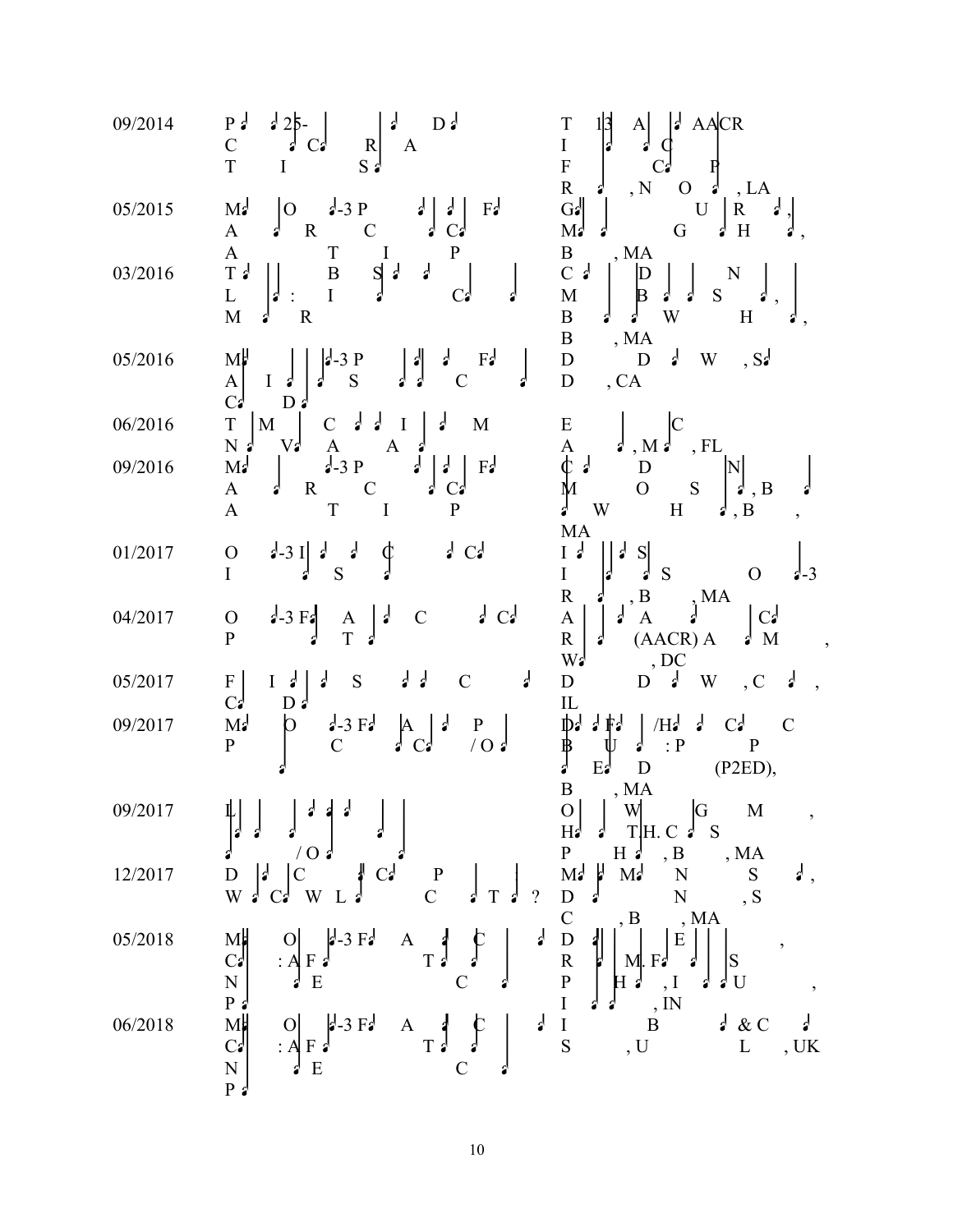| Date | Event | Location |
|---|---|---|
| 09/2014 | P 25- D C C R A T I S | T 13 A AACR I C F C P R , N O , LA |
| 05/2015 | M O -3 P F A R C C A T I P | G U R M G H , B , MA |
| 03/2016 | T B S L : I C M R | C D N M B S , B W H , B , MA |
| 05/2016 | M -3 P F A I S C C D | D D W , S D , CA |
| 06/2016 | T M C I M N V A A | E C A , M , FL |
| 09/2016 | M -3 P F A R C C A T I P | C D N M O S , B W H , B , MA |
| 01/2017 | O -3 I C C I S | I S I S O -3 R , B , MA |
| 04/2017 | O -3 F A C C P T | A A C R (AACR) A M , W , DC |
| 05/2017 | F I S C C D | D D W , C , IL |
| 09/2017 | M O -3 F A P P C C / O | D F /H C C B U : P P E D (P2ED), B , MA |
| 09/2017 | L / O | O W G M , H T.H. C S P H , B , MA |
| 12/2017 | D C C P W C W L C T ? | M M N S , D N , S C , B , MA |
| 05/2018 | M O -3 F A C C : A F T N E C P | D E , R M. F S P H , I U , I , IN |
| 06/2018 | M O -3 F A C C : A F T N E C P | I B & C S , U L , UK |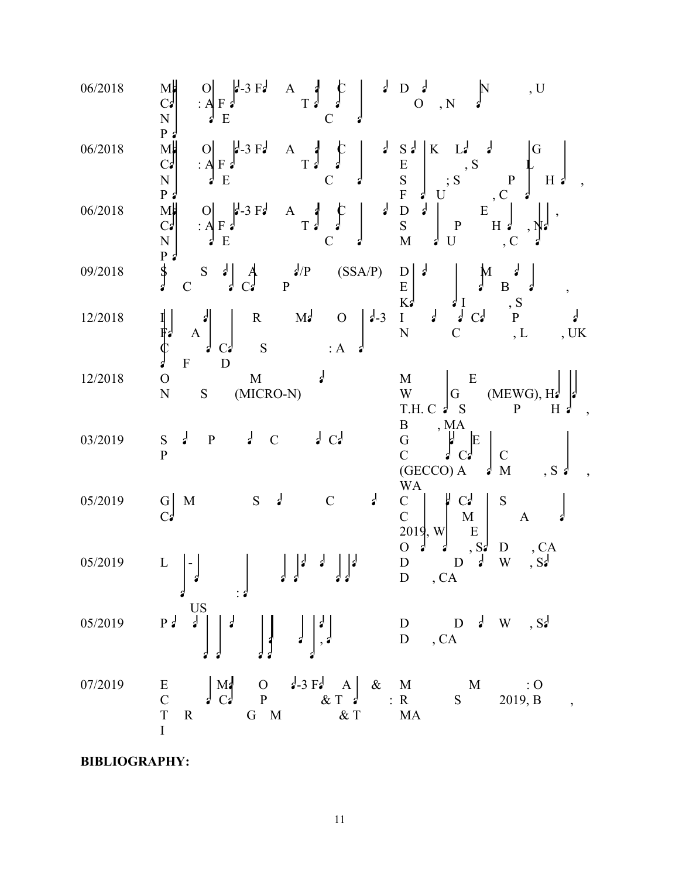| | | |
|---|---|---|
| 06/2018 | M O -3 F A C<br>C : A F T<br>N E C<br>P | D N , U<br>O , N |
| 06/2018 | M O -3 F A C<br>C : A F T<br>N E C<br>P | S K L G<br>E , S L<br>S ; S P H ,<br>F U , C |
| 06/2018 | M O -3 F A C<br>C : A F T<br>N E C<br>P | D E ,<br>S P H , N<br>M U , C |
| 09/2018 | S S A /P (SSA/P)<br>C C P | D M<br>E B ,<br>K I , S |
| 12/2018 | I R M O -3<br>F A<br>C C S : A<br>F D | I C P<br>N C , L , UK |
| 12/2018 | O M<br>N S (MICRO-N) | M E<br>W G (MEWG), H<br>T.H. C S P H ,<br>B , MA |
| 03/2019 | S P C C<br>P | G E<br>C C C<br>(GECCO) A M , S ,<br>WA |
| 05/2019 | G M S C<br>C | C C S<br>C M A<br>2019, W E<br>O , S D , CA |
| 05/2019 | L -<br>:<br>US | D D W , S<br>D , CA |
| 05/2019 | P , | D D W , S<br>D , CA |
| 07/2019 | E M O -3 F A &<br>C C P & T :<br>T R G M & T<br>I | M M : O<br>R S 2019, B ,<br>MA |

**BIBLIOGRAPHY:**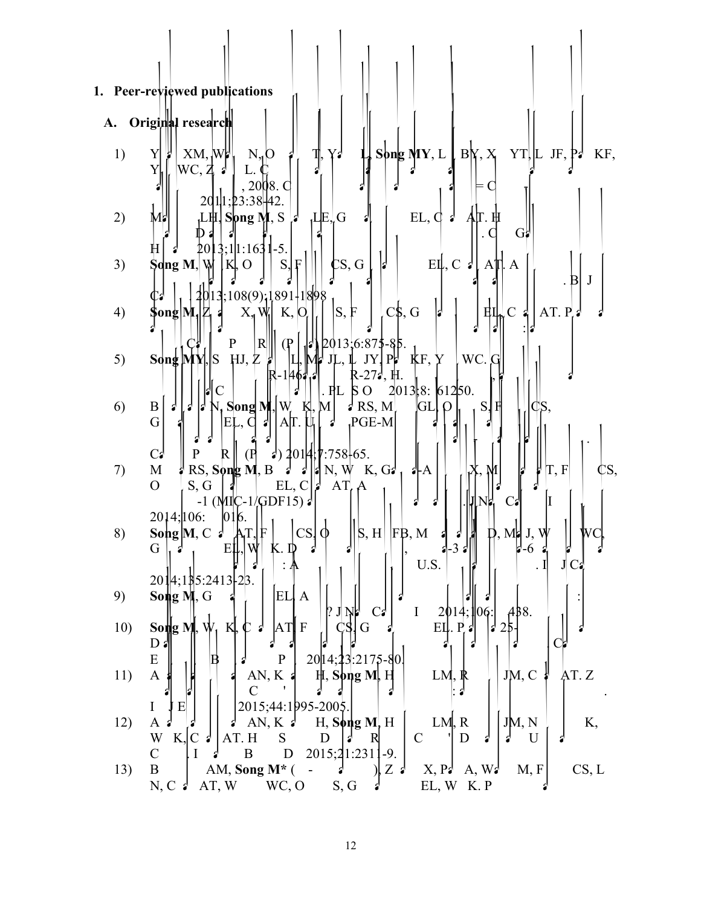1. **Peer-reviewed publications**

**A. Original research**

1) Y XM, W N, O T, Y L, **Song MY**, L BY, X YT, L JF, P KF, Y WC, Z L. C , 2008. C = C 2011;23:38-42.
2) M LH, **Song M**, S LE, G EL, C AT. H D . C G H 2013;11:1631-5.
3) **Song M**, W K, O S, F CS, G EL, C AT. A . B J C . 2013;108(9):1891-1898
4) **Song M**, Z X, W K, O S, F CS, G EL, C AT. P : C P R (P ) 2013;6:875-85.
5) **Song MY**, S HJ, Z L, M JL, L JY, P KF, Y WC. G R-146 R-27 , H. , C . PL S O 2013;8: 61250.
6) B N, **Song M**, W K, M RS, M GL, O S, F CS, G EL, C AT. U PGE-M . C P R (P ) 2014;7:758-65.
7) M RS, **Song M**, B N, W K, G -A X, M T, F CS, O S, G EL, C AT. A -1 (MIC-1/GDF15) . J N C I 2014;106: 016.
8) **Song M**, C AT, F CS, O S, H FB, M D, M J, W WC, G EL, W K. D , -3 -6 : A U.S. . I J C 2014;135:2413-23.
9) **Song M**, G EL. A ? J N C I 2014;106: 438.
10) **Song M**, W K, C AT, F CS, G EL. P 25- D . C E B P 2014;23:2175-80.
11) A AN, K H, **Song M**, H LM, R JM, C AT. Z C ' : . I J E 2015;44:1995-2005.
12) A AN, K H, **Song M**, H LM, R JM, N K, W K, C AT. H S D R C ' D U C . I B D 2015;21:2311-9.
13) B AM, **Song M*** ( - ), Z X, P A, W M, F CS, L N, C AT, W WC, O S, G EL, W K. P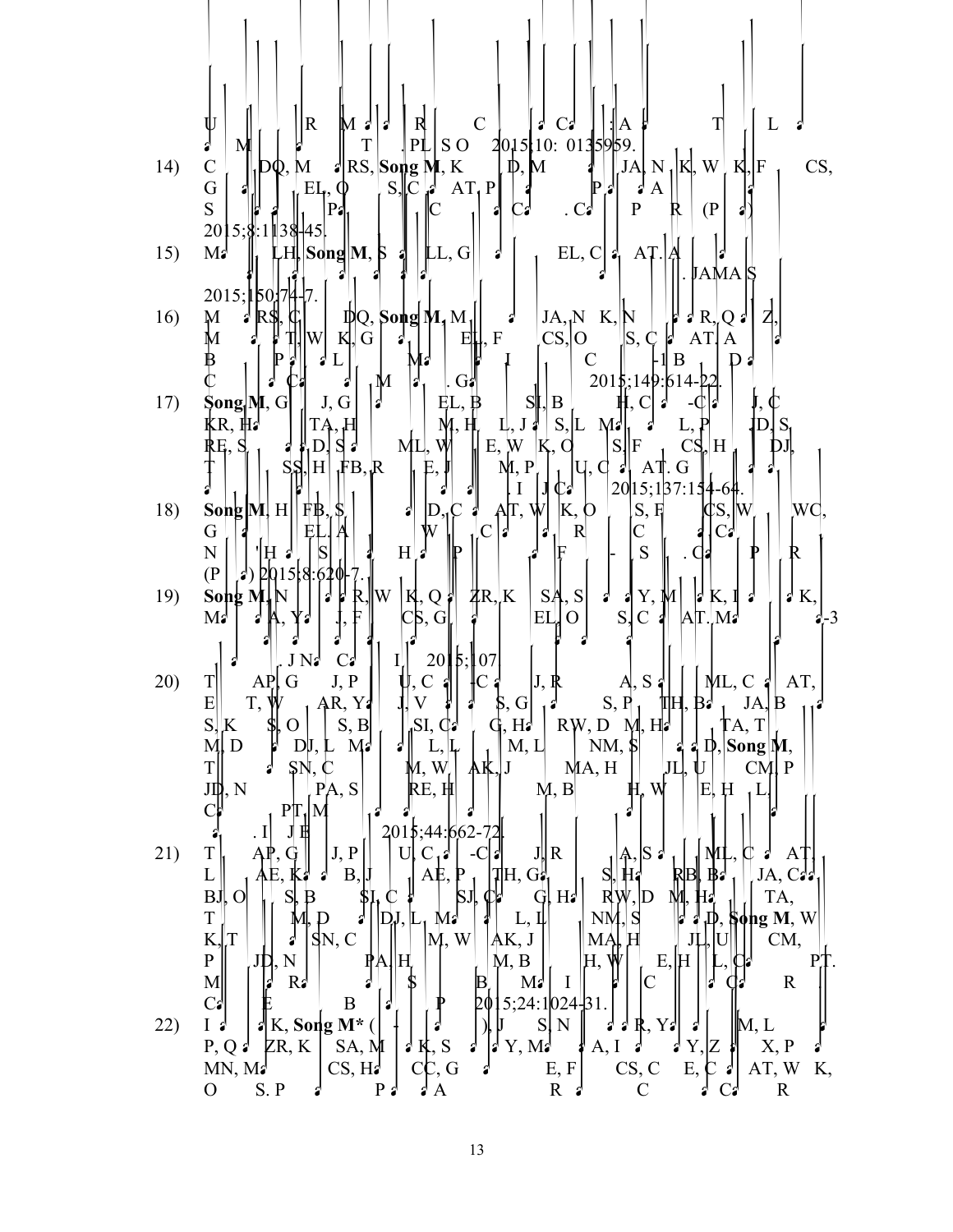U R M R C C : A T L
M T . PL S O 2015;10: 0135959.

14) C DQ, M RS, **Song M**, K D, M JA, N K, W K, F CS, G EL, O S, C AT. P A S P C C . C P R (P ) 2015;8:1138-45.

15) M LH, **Song M**, S LL, G EL, C AT. A . JAMA S 2015;150:74-7.

16) M RS, C DQ, **Song M**, M JA, N K, N R, Q Z, M T, W K, G EL, F CS, O S, C AT. A B P L M I C -1 B D C C M . G 2015;149:614-22.

17) **Song M**, G J, G EL, B SI, B H, C -C J, C KR, H TA, H M, H L, J S, L M L, P JD, S RE, S D, S ML, W E, W K, O S, F CS, H DJ, T SS, H FB, R E, J M, P U, C AT. G . I J C 2015;137:154-64.

18) **Song M**, H FB, S D, C AT, W K, O S, F CS, W WC, G EL. A W C R C C N 'H S H P F - S . C P R (P ) 2015;8:620-7.

19) **Song M**, N R, W K, Q ZR, K SA, S Y, M K, I K, M A, Y J, F CS, G EL, O S, C AT. M -3 . J N C I 2015; 107.

20) T AP, G J, P U, C -C J, R A, S ML, C AT, E T, W AR, Y J, V S, G S, P TH, B JA, B S, K S, O S, B SI, C G, H RW, D M, H TA, T M, D DJ, L M L, L M, L NM, S D, **Song M**, T SN, C M, W AK, J MA, H JL, U CM, P JD, N PA, S RE, H M, B H, W E, H L, C PT, M . I J E 2015;44:662-72.

21) T AP, G J, P U, C -C J, R A, S ML, C AT, L AE, K B, J AE, P TH, G S, H RB, B JA, C BJ, O S, B SI, C SJ, C G, H RW, D M, H TA, T M, D DJ, L M L, L NM, S D, **Song M**, W K, T SN, C M, W AK, J MA, H JL, U CM, P JD, N PA, H M, B H, W E, H L, C PT. M R S B M I C C R C E B P 2015;24:1024-31.

22) I K, **Song M*** ( - ), J S, N R, Y M, L P, Q ZR, K SA, M K, S Y, M A, I Y, Z X, P MN, M CS, H CC, G E, F CS, C E, C AT, W K, O S. P P A R C C R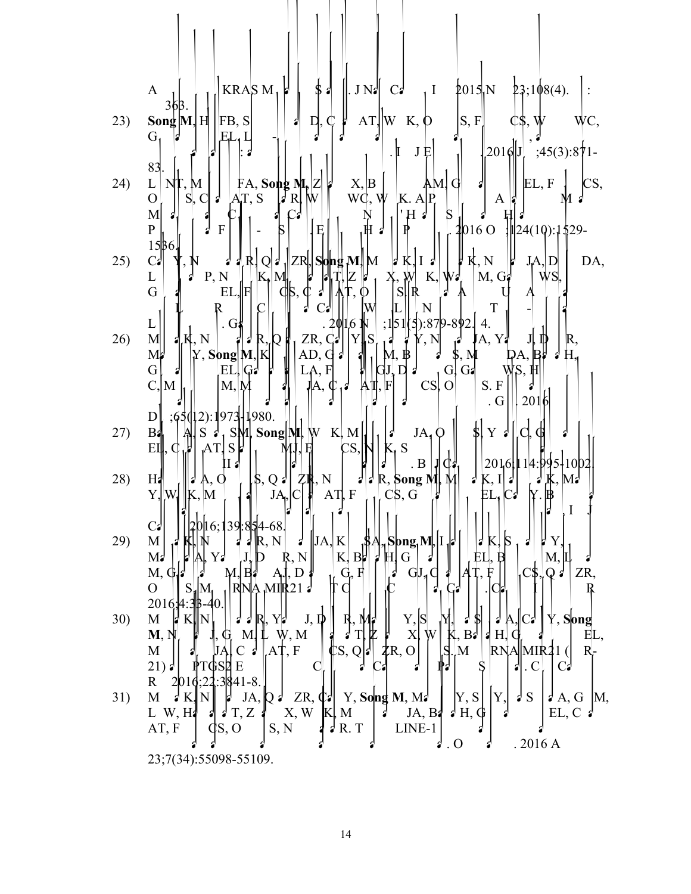A KRAS M S . J N C I 2015 N 23;108(4). : 363.

23) **Song M**, H FB, S D, C AT, W K, O S, F CS, W WC, G EL, L - : . I J E . 2016 J ;45(3):871-83.

24) L NT, M FA, **Song M**, Z X, B AM, G EL, F CS, O S, C AT, S R, W WC, W K. A P A M M C C N 'H S H P F - S E H P . 2016 O ;124(10):1529-1536.

25) C Y, N R, Q ZR, **Song M**, M K, I K, N JA, D DA, L P, N K, M T, Z X, W K, W M, G WS, G EL, F CS, C AT, O S, R A U A L R C C W L N T - L . G . 2016 N ;151(5):879-892. 4.

26) M K, N R, Q ZR, C Y, S Y, N JA, Y J, D R, M Y, **Song M**, K AD, G M, B S, M DA, B H, G EL, G LA, F GJ, D G, G WS, H C, M M, M JA, C AT, F CS, O S. F . G . 2016 D ;65(12):1973-1980.

27) B A, S SM, **Song M**, W K, M JA, O S, Y C, G EL, C AT, S MJ, F CS, N K, S II . B J C 2016;114:995-1002.

28) H A, O S, Q ZR, N R, **Song M**, M K, I K, M Y, W K, M JA, C AT, F CS, G EL, C Y. B . I J C 2016;139:854-68.

29) M K, N R, N JA, K SA, **Song M**, I K, S Y, M A, Y J, D R, N K, B H, G EL, B M, L M, G M, B AJ, D G, F GJ, C AT, F CS, Q ZR, O S. M RNA MIR21 T C C C . C I R 2016;4:33-40.

30) M K, N R, Y J, D R, M Y, S Y, S . A, C Y, **Song M**, N J, G M, L W, M T, Z X, W K, B H, G EL, M JA, C AT, F CS, Q ZR, O S. M RNA MIR21 ( R-21) PTGS2 E C C P S . C C R 2016;22:3841-8.

31) M K, N JA, Q ZR, C Y, **Song M**, M Y, S Y, S A, G M, L W, H T, Z X, W K, M JA, B H, G EL, C AT, F CS, O S, N R. T LINE-1 . O . 2016 A 23;7(34):55098-55109.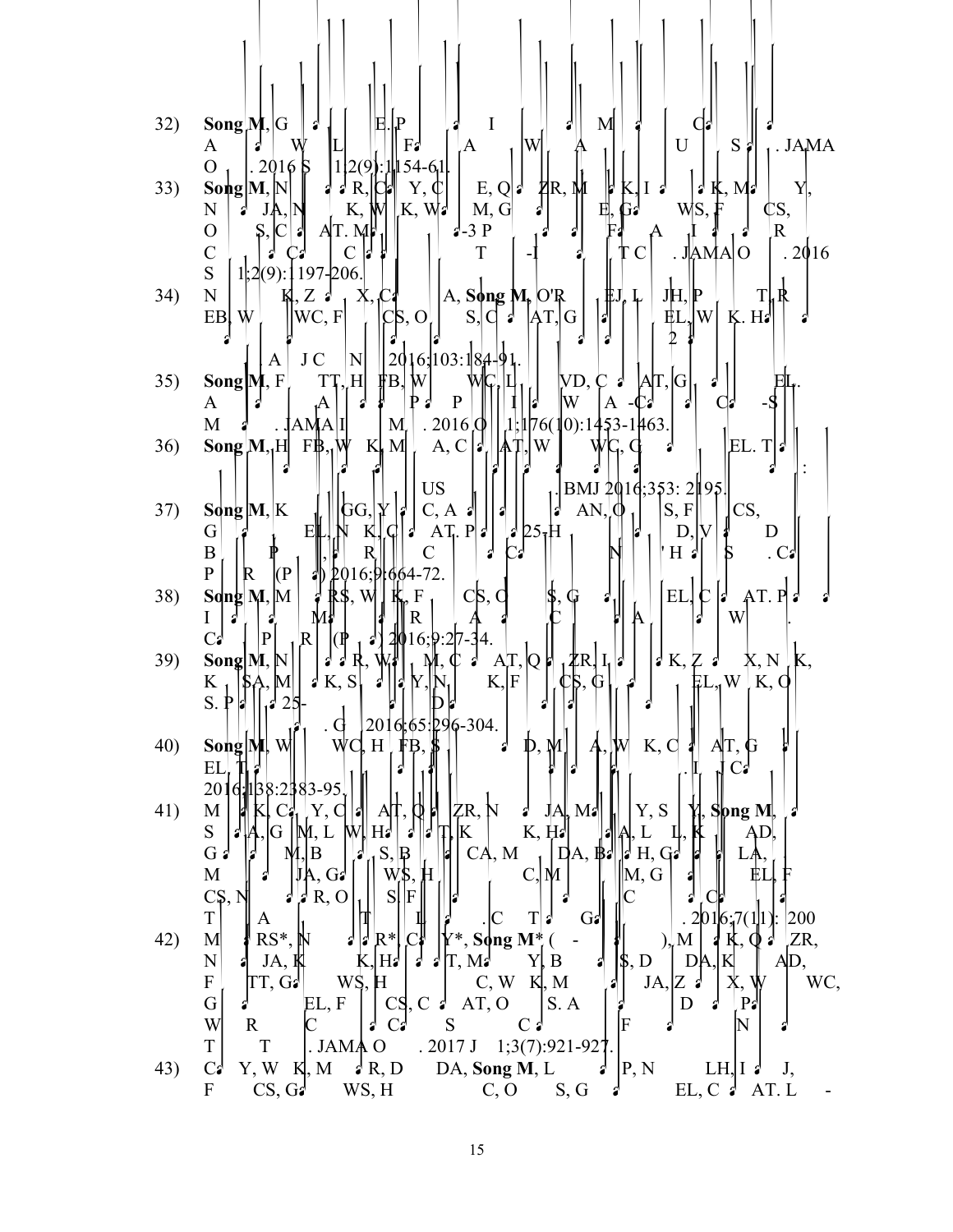32) **Song M**, G E. P I M C A W L F A W A U S . JAMA O . 2016 S 1;2(9):1154-61.

33) **Song M**, N R, C Y, C E, Q ZR, M K, I K, M Y, N JA, N K, W K, W M, G E, G WS, F CS, O S, C AT. M -3 P F A I R C C C T -I T C . JAMA O . 2016 S 1;2(9):1197-206.

34) N K, Z X, C A, **Song M**, O'R EJ, L JH, P T, R EB, W WC, F CS, O S, C AT, G EL, W K. H 2 . A J C N 2016;103:184-91.

35) **Song M**, F TT, H FB, W WC, L VD, C AT, G EL. A A P P I W A -C C -S M . JAMA I M . 2016 O 1;176(10):1453-1463.

36) **Song M**, H FB, W K, M A, C AT, W WC, G EL. T : US . BMJ 2016;353: 2195.

37) **Song M**, K GG, Y C, A AN, O S, F CS, G EL, N K, C AT. P 25-H D, V D B P , R C C N ' H S . C P R (P ) 2016;9:664-72.

38) **Song M**, M RS, W K, F CS, O S, G EL, C AT. P I M R A C A W . C P R (P ) 2016;9:27-34.

39) **Song M**, N R, W M, C AT, Q ZR, I K, Z X, N K, K SA, M K, S Y, N K, F CS, G EL, W K, O S. P 25- D . G 2016;65:296-304.

40) **Song M**, W WC, H FB, S D, M A, W K, C AT, G EL, T . I J C 2016;138:2383-95.

41) M K, C Y, C AT, Q ZR, N JA, M Y, S Y, **Song M**, S A, G M, L W, H T, K K, H A, L L, K AD, G M, B S, B CA, M DA, B H, G LA, M JA, G WS, H C, M M, G EL, F CS, N R, O S. F C C T A T L . C T G . 2016;7(11): 200

42) M RS*, N R*, C Y*, **Song M*** ( - ), M K, Q ZR, N JA, K K, H T, M Y, B S, D DA, K AD, F TT, G WS, H C, W K, M JA, Z X, W WC, G EL, F CS, C AT, O S. A D P W R C C S C F N T T . JAMA O . 2017 J 1;3(7):921-927.

43) C Y, W K, M R, D DA, **Song M**, L P, N LH, I J, F CS, G WS, H C, O S, G EL, C AT. L -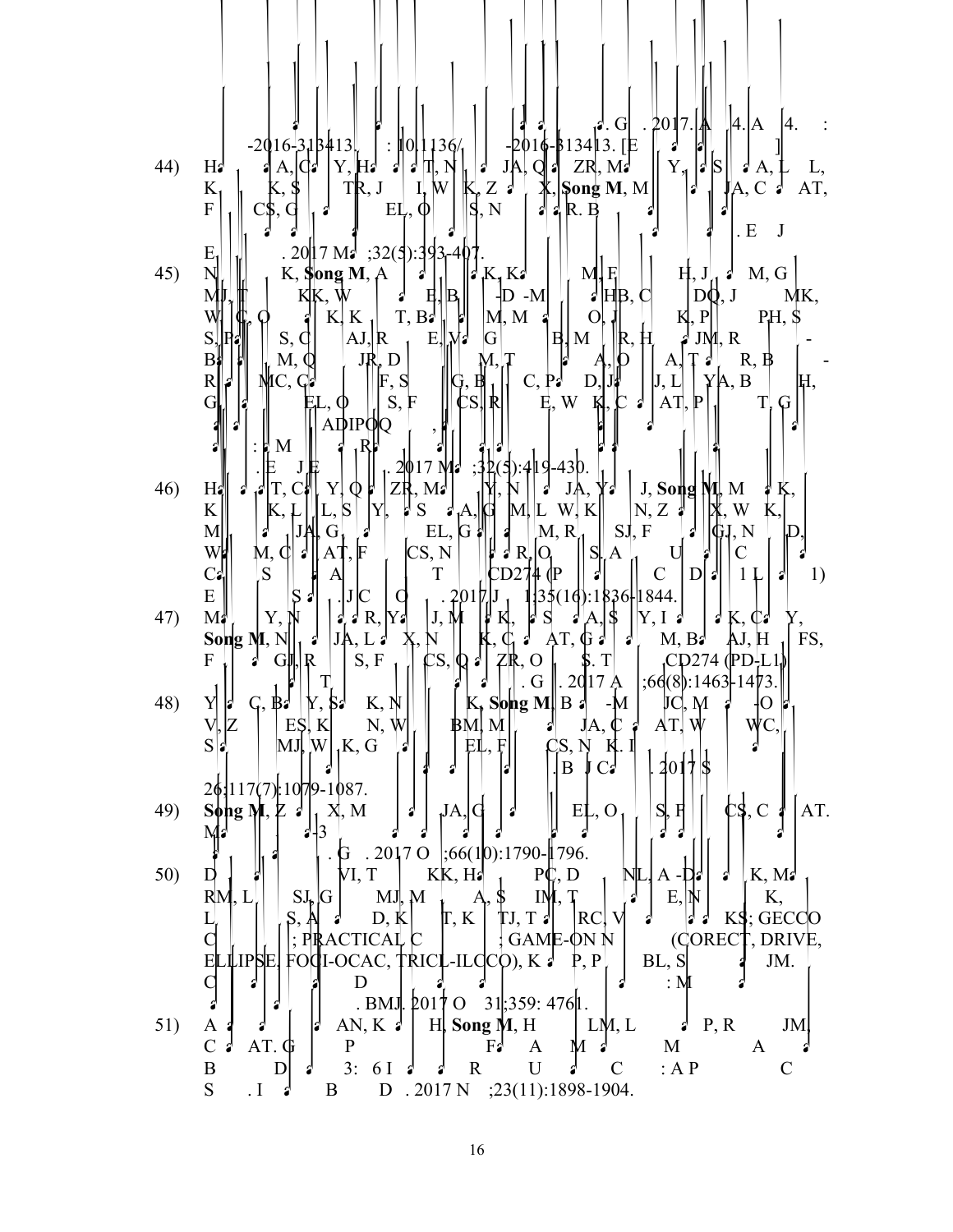. G . 2017 A 4. A 4. : -2016-313413. : 10.1136/ -2016-313413. [E ]

44) H A, C Y, H T, N JA, Q ZR, M Y, S A, L L, K K, S TR, J I, W K, Z X, **Song M**, M JA, C AT, F CS, G EL, O S, N R. B . E J E . 2017 M ;32(5):393-407.

45) N K, **Song M**, A K, K M, F H, J M, G MJ, T KK, W E, B -D -M HB, C DQ, J MK, W C, O K, K T, B M, M O, J K, P PH, S S, F S, C AJ, R E, V G B, M R, H JM, R - B M, Q JR, D M, T A, O A, T R, B - R MC, C F, S G, B C, P D, J J, L YA, B H, G EL, O S, F CS, R E, W K, C AT, P T, G ADIPOQ , : M R . E J E . 2017 M ;32(5):419-430.

46) H T, C Y, Q ZR, M Y, N JA, Y J, **Song M**, M K, K K, L L, S Y, S A, G M, L W, K N, Z X, W K, M JA, G EL, G M, R SJ, F GJ, N D, W M, C AT, F CS, N R, O S, A U C C S A T CD274 (P C D 1 L 1) E S . J C O . 2017 J 1;35(16):1836-1844.

47) M Y, N R, Y J, M K, S A, S Y, I K, C Y, **Song M**, N JA, L X, N K, C AT, G M, B AJ, H FS, F GJ, R S, F CS, Q ZR, O S. T CD274 (PD-L1) T . G . 2017 A ;66(8):1463-1473.

48) Y C, B Y, S K, N K, **Song M**, B -M JC, M -O V, Z ES, K N, W BM, M JA, C AT, W WC, S MJ, W K, G EL, F CS, N K. I . B J C . 2017 S 26;117(7):1079-1087.

49) **Song M**, Z X, M JA, G EL, O S, F CS, C AT. M -3 . G . 2017 O ;66(10):1790-1796.

50) D VI, T KK, H PC, D NL, A -D K, M RM, L SJ, G MJ, M A, S IM, T E, N K, L S, A D, K T, K TJ, T RC, V KS; GECCO C ; PRACTICAL C ; GAME-ON N (CORECT, DRIVE, ELLIPSE, FOCI-OCAC, TRICL-ILCCO), K P, P BL, S JM. C D : M . BMJ. 2017 O 31;359: 4761.

51) A AN, K H, **Song M**, H LM, L P, R JM, C AT. G P F A M M A B D 3: 6 I R U C : A P C S . I B D . 2017 N ;23(11):1898-1904.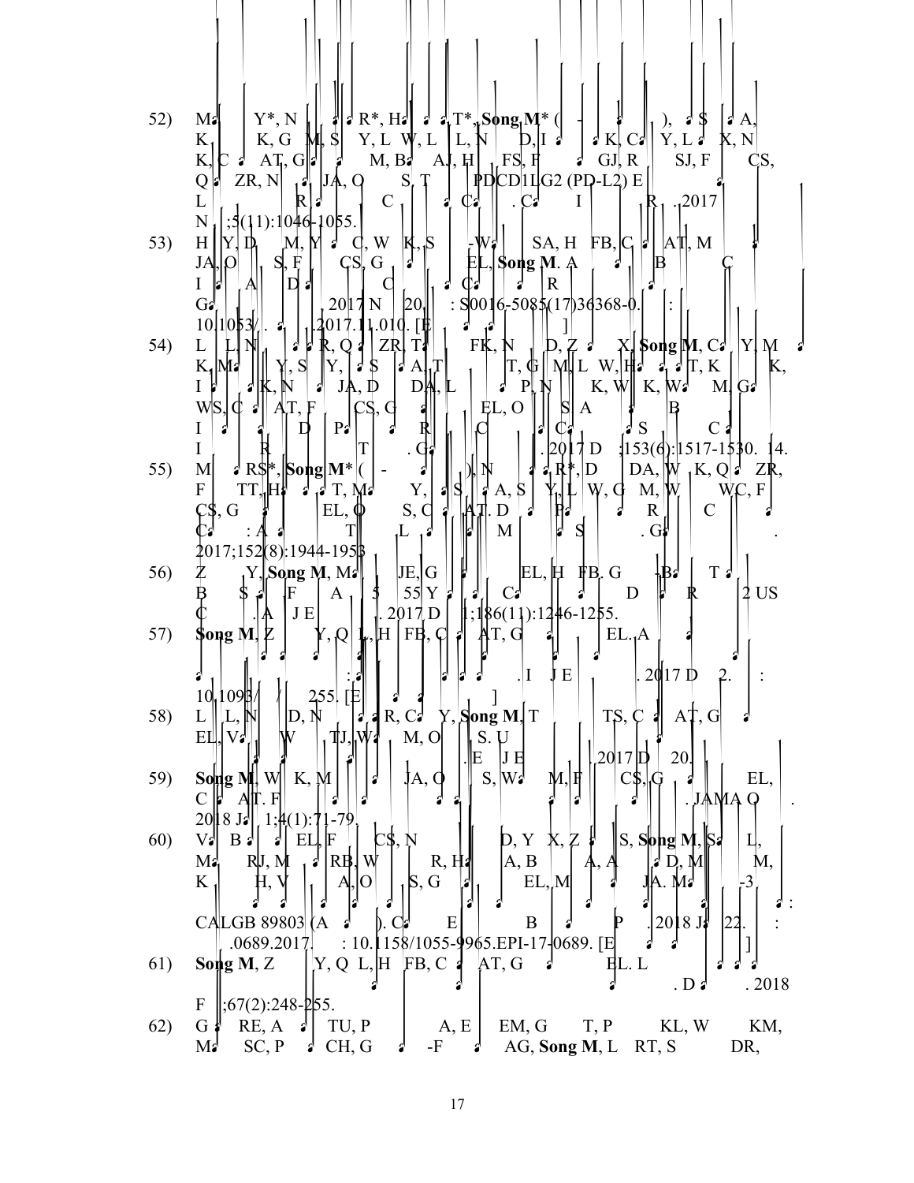52) M Y*, N R*, H T*, **Song M*** ( - ), S A, K K, G M, S Y, L W, L L, N D, I K, C Y, L X, N K, C AT, G M, B AJ, H FS, F GJ, R SJ, F CS, Q ZR, N JA, O S, T PDCD1LG2 (PD-L2) E L R C C . C I R . 2017 N ;5(11):1046-1055.

53) H Y, D M, Y C, W K, S -W SA, H FB, C AT, M JA, O S, F CS, G EL, **Song M**. A B C I A D C C R G . 2017 N 20. : S0016-5085(17)36368-0. : 10.1053/ . .2017.11.010. [E ]

54) L L, N R, Q ZR, T FK, N D, Z X, **Song M**, C Y, M K, M Y, S Y, S A, T T, G M, L W, H T, K K, I K, N JA, D DA, L P, N K, W K, W M, G WS, C AT, F CS, G EL, O S. A B I D P R C C S C I R T . G . 2017 D ;153(6):1517-1530. 14.

55) M RS*, **Song M*** ( - ), N R*, D DA, W K, Q ZR, F TT, H T, M Y, S A, S Y, L W, G M, W WC, F CS, G EL, O S, C AT. D P R C C : A T L M S . G . 2017;152(8):1944-1953

56) Z Y, **Song M**, M JE, G EL, H FB. G -B T B S F A 5 55 Y C D R 2 US C . A J E . 2017 D 1;186(11):1246-1255.

57) **Song M**, Z Y, Q L, H FB, C AT, G EL. A : . I J E . 2017 D 2. : 10.1093/ / 255. [E ]

58) L L, N D, N R, C Y, **Song M**, T TS, C AT, G EL, V W TJ, W M, O S. U . E J E . 2017 D 20.

59) **Song M**, W K, M JA, O S, W M, F CS, G EL, C AT. F . JAMA O . 2018 J 1;4(1):71-79.

60) V B EL, F CS, N D, Y X, Z S, **Song M**, S L, M RJ, M RB, W R, H A, B A, A D, M M, K H, V A, O S, G EL, M JA. M -3 : CALGB 89803 (A ). C E B P . 2018 J 22. : .0689.2017. : 10.1158/1055-9965.EPI-17-0689. [E ]

61) **Song M**, Z Y, Q L, H FB, C AT, G EL. L . D . 2018 F ;67(2):248-255.

62) G RE, A TU, P A, E EM, G T, P KL, W KM, M SC, P CH, G -F AG, **Song M**, L RT, S DR,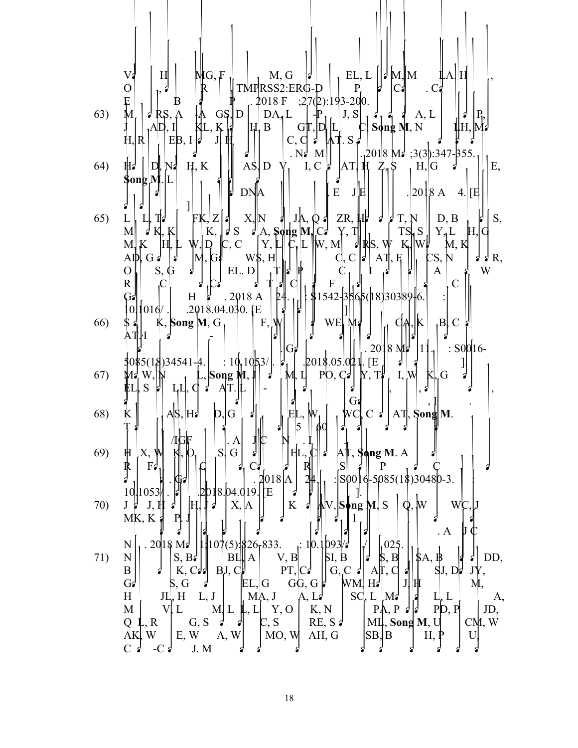V, H MG, F M, G EL, L M, M LA. H, O R TMPRSS2:ERG-D P C . C E B P . 2018 F ;27(2):193-200.

63) M RS, A -A GS, D DA, L -P J, S A, L P, J AD, I KL, K H, B GT, D, L C, **Song M**, N LH, M H, R EB, I J, H C, C AT. S . N M . 2018 M ;3(3):347-355.

64) H D, N H, K AS, D V I, C AT, H Z, S H, G E, **Song M**. L DNA . E J E . 2018 A 4. [E ]

65) L L, T FK, Z X, N JA, Q ZR, H T, N D, B S, M K, K K, S A, **Song M**, C Y, T TS, S Y, L H, G M, K H, L W, D C, C Y, L C, L W, M RS, W K, W M, K AD, G M, G WS, H C, C AT, F CS, N R, O S, G EL. D T P C I A W R C C T C F C G H . 2018 A 24. : S1542-3565(18)30389-6. : 10.1016/ . .2018.04.030. [E ]

66) S K, **Song M**, G F, W WE, M CA, K B, C AT, I - . G . 2018 M 11. : S0016-5085(18)34541-4. : 10.1053/ . .2018.05.021. [E ]

67) M W, N L, **Song M**, J M, L PO, C Y, T I, W K, G EL, S LL, C AT. L - , , . G , I .

68) K AS, H D, G EL, W WC, C AT, **Song M**. T 5 60 /IGF . A J C N . I .

69) H X, W K, O S, G EL, C AT, **Song M**. A R F C C R S P C . G . 2018 A 24. : S0016-5085(18)30480-3. : 10.1053/ . .2018.04.019. [E ].

70) J J, H H, J X, A K AV, **Song M**, S Q, W WC, J MK, K P. J 1 . A J C N . 2018 M 1;107(5):826-833. : 10.1093/ / .025.

71) N S, B BL, A V, B SI, B S, B SA, B DD, B K, C BJ, C PT, C G, C AT, C SJ, D JY, G S, G EL, G GG, G WM, H J, H M, H JL, H L, J MA, J A, L SC, L M L, L A, M V, L M, L L, L Y, O K, N PA, P PD, P JD, Q L, R G, S C, S RE, S ML, **Song M**, U CM, W AK, W E, W A, W MO, W AH, G SB, B H, P U, C -C J. M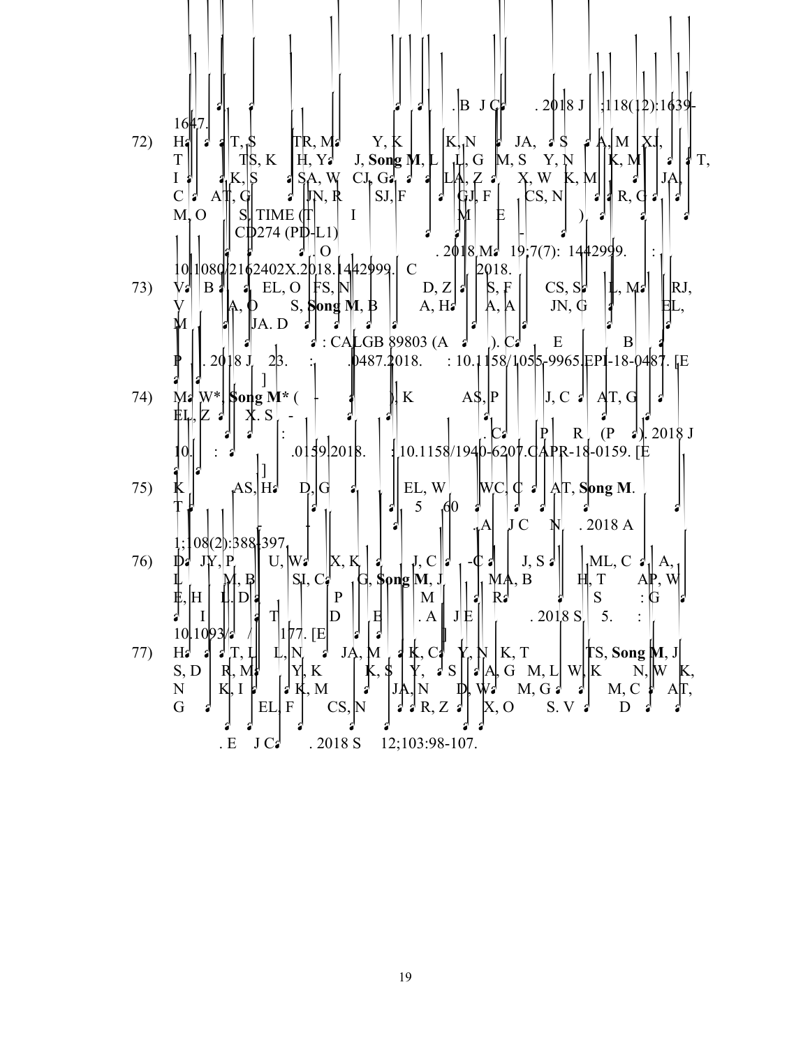. B J C . 2018 J ;118(12):1639-1647.

72) H T, S TR, M Y, K K, N JA, S A, M XJ, T TS, K H, Y J, **Song M**, L L, G M, S Y, N K, M T, I K, S SA, W CJ, G LA, Z X, W K, M JA, C AT, G JN, R SJ, F GJ, F CS, N R, G M, O S, TIME (T I M E ), CD274 (PD-L1) - . O . 2018 M 19;7(7): 1442999. : 10.1080/2162402X.2018.1442999. C 2018.

73) V B EL, O FS, N D, Z S, F CS, S L, M RJ, V A, O S, **Song M**, B A, H A, A JN, G EL, M JA. D : CALGB 89803 (A ). C E B P . 2018 J 23. : .0487.2018. : 10.1158/1055-9965.EPI-18-0487. [E ]

74) M W*, **Song M*** ( - ), K AS, P J, C AT, G EL, Z X. S - : . C P R (P ). 2018 J 10. : .0159.2018. : 10.1158/1940-6207.CAPR-18-0159. [E ]

75) K AS, H D, G EL, W WC, C AT, **Song M**. T 5 60 - . A J C N . 2018 A 1;108(2):388-397.

76) D JY, P U, W X, K J, C -C J, S ML, C A, L M, B SI, C G, **Song M**, J MA, B H, T AP, W E, H L. D P M R S : G I T D E . A J E . 2018 S 5. : 10.1093/ / 177. [E ]

77) H T, L L, N JA, M K, C Y, N K, T TS, **Song M**, J S, D R, M Y, K K, S Y, S A, G M, L W, K N, W K, N K, I K, M JA, N D, W M, G M, C AT, G EL, F CS, N R, Z X, O S. V D . E J C . 2018 S 12;103:98-107.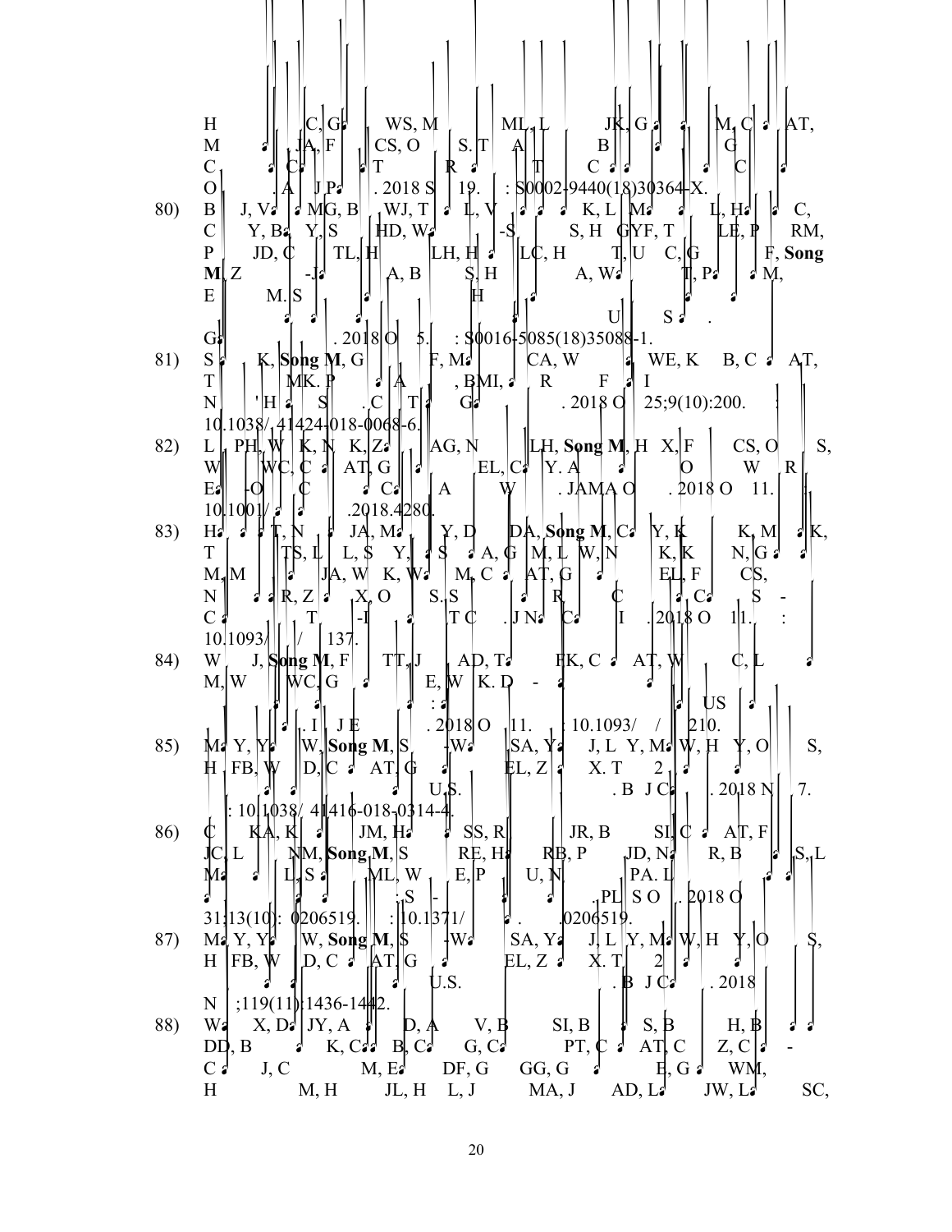H C, G WS, M ML, L JK, G M, C AT, M JA, F CS, O S. T A B G C C T R T C C O . A J P . 2018 S 19. : S0002-9440(18)30364-X.

80) B J, V MG, B WJ, T L, V K, L M L, H C, C Y, B Y, S HD, W -S S, H GYF, T LE, P RM, P JD, C TL, H LH, H LC, H T, U C, G F, **Song M**, Z -J A, B S, H A, W T, P M, E M. S H U S . G . 2018 O 5. : S0016-5085(18)35088-1.

81) S K, **Song M**, G F, M CA, W WE, K B, C AT, T MK. P A , BMI, R F I N 'H S . C T G . 2018 O 25;9(10):200. : 10.1038/ 41424-018-0068-6.

82) L PH, W K, N K, Z AG, N LH, **Song M**, H X, F CS, O S, W WC, C AT, G EL, C Y. A O W R E -O C C A W . JAMA O . 2018 O 11. 10.1001/ .2018.4280.

83) H T, N JA, M Y, D DA, **Song M**, C Y, K K, M K, T TS, L L, S Y, S A, G M, L W, N K, K N, G M, M JA, W K, W M, C AT, G EL, F CS, N R, Z X, O S. S R C C S - C T -I T C . J N C I . 2018 O 11. : 10.1093/ / 137.

84) W J, **Song M**, F TT, J AD, T FK, C AT, W C, L M, W WC, G E, W K. D - : US . I J E . 2018 O 11. : 10.1093/ / 210.

85) M Y, Y W, **Song M**, S -W SA, Y J, L Y, M W, H Y, O S, H FB, W D, C AT, G EL, Z X. T 2 U.S. . B J C . 2018 N 7. : 10.1038/ 41416-018-0314-4.

86) C KA, K JM, H SS, R JR, B SI, C AT, F JC, L NM, **Song M**, S RE, H RB, P JD, N R, B S, L M L, S ML, W E, P U, N PA. L ; S - . PL S O . 2018 O 31;13(10): 0206519. : 10.1371/ . .0206519.

87) M Y, Y W, **Song M**, S -W SA, Y J, L Y, M W, H Y, O S, H FB, W D, C AT, G EL, Z X. T 2 U.S. . B J C . 2018 N ;119(11):1436-1442.

88) W X, D JY, A D, A V, B SI, B S, B H, B DD, B K, C B, C G, C PT, C AT, C Z, C - C J, C M, E DF, G GG, G E, G WM, H M, H JL, H L, J MA, J AD, L JW, L SC,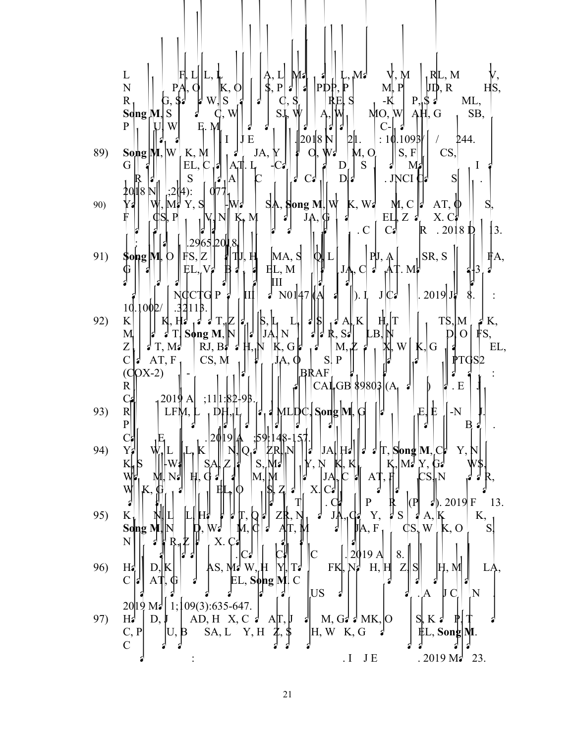L F, L L, L A, L M, L, M V, M RL, M V, N PA, O K, O S, P PDP, P M, P JD, R HS, R G, S W, S C, S RE, S -K P, S ML, **Song M**, S C, W SJ, W A, W MO, W AH, G SB, P U, W E. M C- . I J E . 2018 N 21. : 10.1093/ / 244.

89) **Song M**, W K, M JA, Y O, W M, O S, F CS, G EL, C AT. L -C D S M I R S A C C D . JNCI C S . 2018 N ;2(4): 077.

90) Y W, M Y, S -W SA, **Song M**, W K, W M, C AT, O S, F CS, P V, N K, M JA, G EL, Z X. C . C C R . 2018 D 13. : .2965.2018.

91) **Song M**, O FS, Z TJ, H MA, S Q, L PJ, A SR, S FA, G EL, V B EL, M JA, C AT. M -3 III NCCTG P III N0147 (A ). I J C . 2019 J 8. : 10.1002/ .32113.

92) K K, H T, Z S, L L, S A, K H, T TS, M K, M T, **Song M**, N JA, N R, S LB, N D, O FS, Z T, M RJ, B H, N K, G M, Z X, W K, G EL, C AT, F CS, M JA, O S. P PTGS2 (COX-2) - BRAF : R CALGB 89803 (A ) . E J C . 2019 A ;111:82-93.

93) R LFM, L DH, L MLDC, **Song M**, G E, E -N J. P B . C E . 2019 A ;59:148-157.

94) Y W, L L, K N, Q ZR, N JA, H T, **Song M**, C Y, N K, S -W SA, Z S, M Y, N K, K K, M Y, G WS, W M, N H, G M, M JA, C AT, F CS, N R, W K, G EL, O S, Z X. C T . C P R (P ). 2019 F 13.

95) K N, L L, H T, Q ZR, N JA, C Y, S A, K K, **Song M**, N D, W M, C AT, M JA, F CS, W K, O S, N R, Z X. C . C C C . 2019 A 8.

96) H D, K AS, M W, H Y, T FK, N H, H Z, S H, M LA, C AT, G EL, **Song M**. C US . A J C N . 2019 M 1;109(3):635-647.

97) H D, J AD, H X, C AT, J M, G MK, O S, K P, T C, P U, B SA, L Y, H Z, S H, W K, G EL, **Song M**. C : . I J E . 2019 M 23.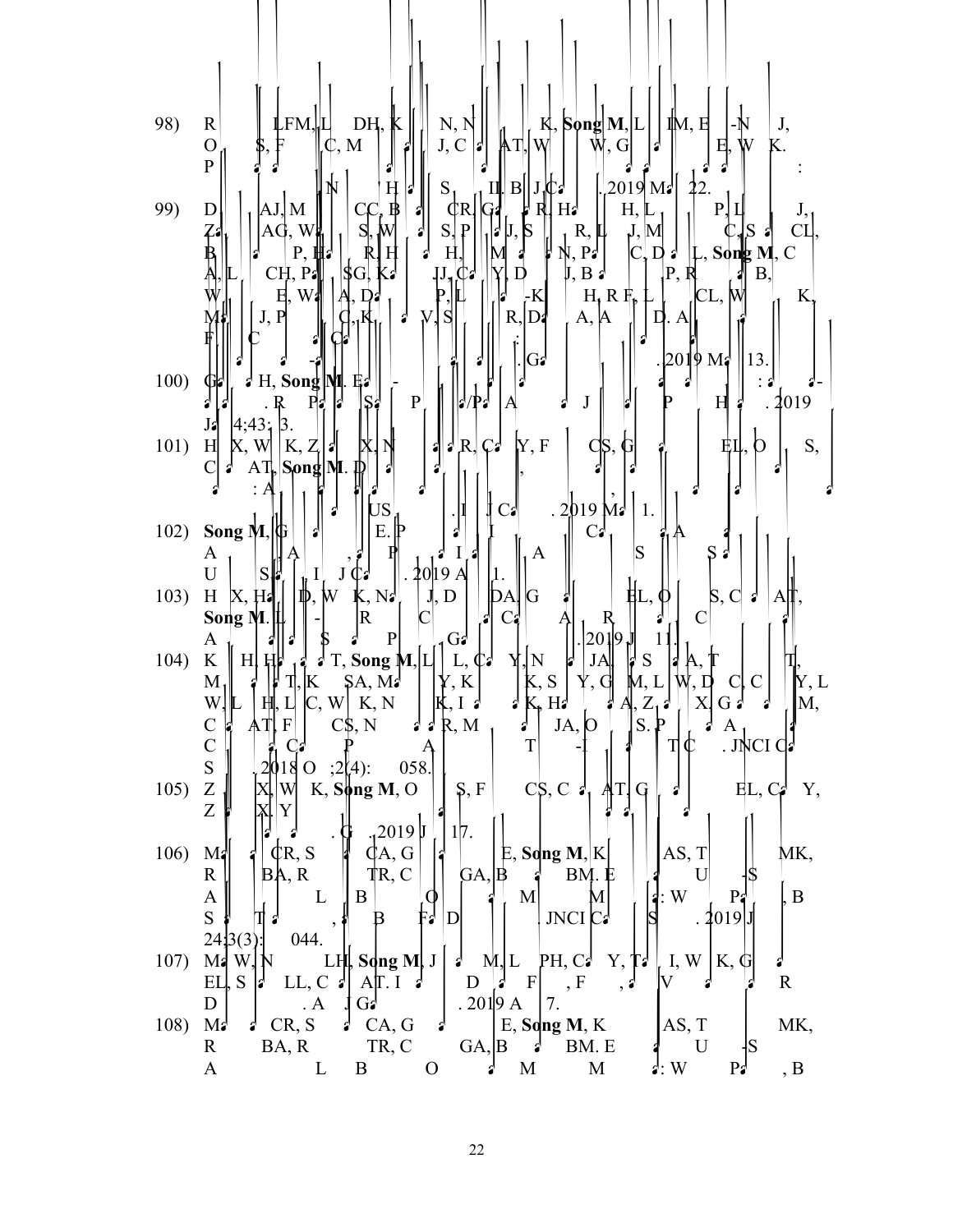98) R LFM, L DH, K N, N K, **Song M**, L IM, E -N J, O S, F C, M J, C AT, W W, G E, W K. P : N H S II. B J C . 2019 M 22.

99) D AJ, M CC, B CR, G R, H H, L P, L J, Z AG, W S, W S, P J, S R, L J, M C, S CL, B P, H R, H H, M N, P C, D L, **Song M**, C A, L CH, P SG, K JJ, C Y, D J, B P, R B, W E, W A, D P, L -K H, R F, L CL, W K, M J, P C, K V, S R, D A, A D. A F C C : - . G . 2019 M 13.

100) G H, **Song M**, E - : - . R P S P /P A J P H . 2019 J 4;43: 3.

101) H X, W K, Z X, N R, C Y, F CS, G EL, O S, C AT, **Song M**. D , : A , US . I J C . 2019 M 1.

102) **Song M**, G E. P I I C A A A , P I A S S U S I J C . 2019 A 1.

103) H X, H D, W K, N J, D DA, G EL, O S, C AT, **Song M**. L - R C C A R C A S P G . 2019 J 11.

104) K H, H T, **Song M**, L L, C Y, N JA, S A, T T, M T, K SA, M Y, K K, S Y, G M, L W, D C, C Y, L W, L H, L C, W K, N K, I K, H A, Z X, G M, C AT, F CS, N R, M JA, O S. P A C C P A T -I T C . JNCI C S . 2018 O ;2(4): 058.

105) Z X, W K, **Song M**, O S, F CS, C AT, G EL, C Y, Z X, Y . G . 2019 J 17.

106) M CR, S CA, G E, **Song M**, K AS, T MK, R BA, R TR, C GA, B BM. E U -S A L B O M M : W P , B S T , B F D . JNCI C S . 2019 J 24;3(3): 044.

107) M W, N LH, **Song M**, J M, L PH, C Y, T I, W K, G EL, S LL, C AT. I D F , F , V R D . A J G . 2019 A 7.

108) M CR, S CA, G E, **Song M**, K AS, T MK, R BA, R TR, C GA, B BM. E U -S A L B O M M : W P , B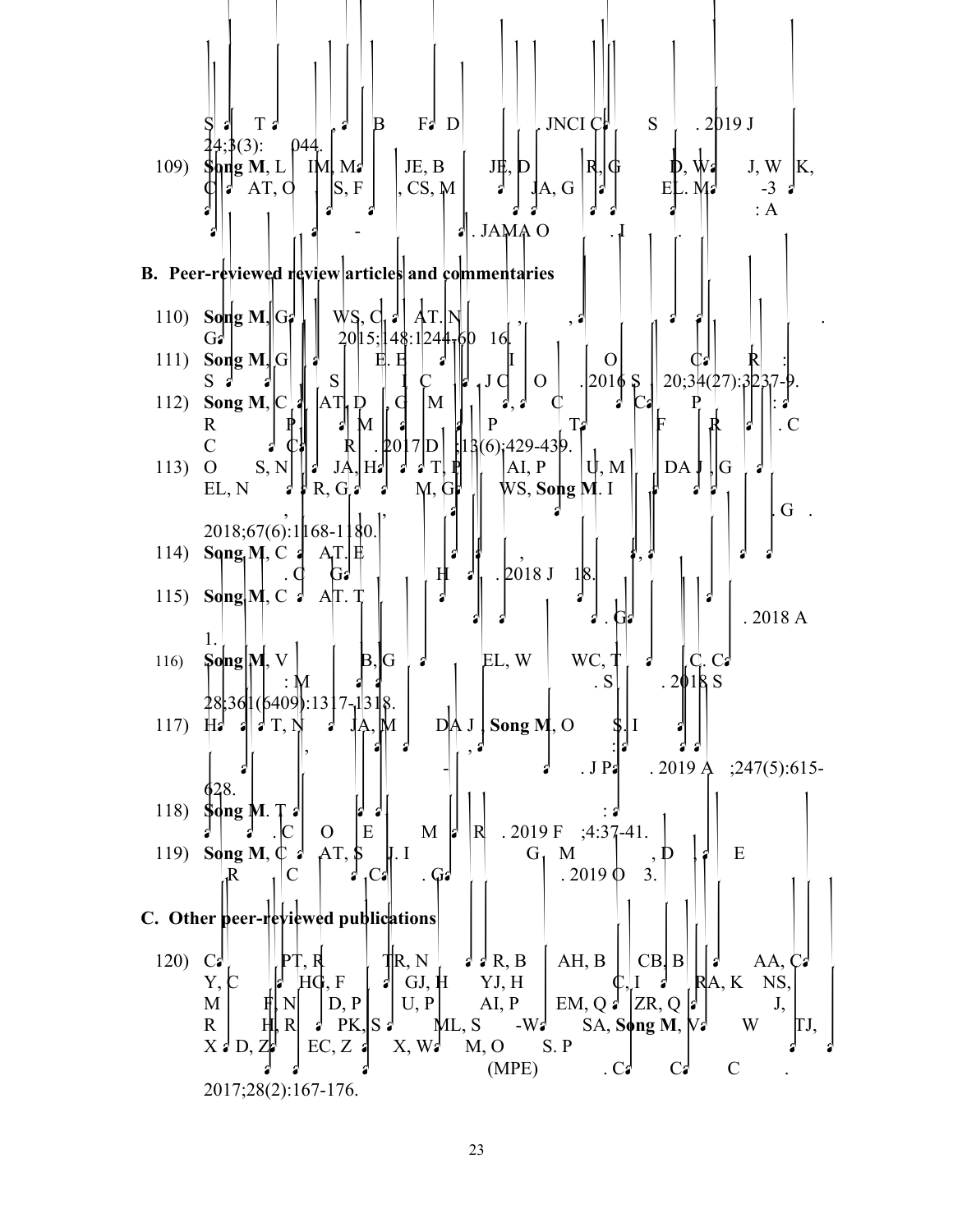S T B F D JNCI C S . 2019 J 24;3(3): 044.

109) **Song M**, L IM, M JE, B JE, D R, G D, W J, W K, C AT, O S, F , CS, M JA, G EL. M -3 : A - . JAMA O . I .

## B. Peer-reviewed review articles and commentaries

110) **Song M**, G WS, C AT. N , , . G 2015;148:1244-60 16.

111) **Song M**, G E. E I O C R : S S I C J C O . 2016 S 20;34(27):3237-9.

112) **Song M**, C AT, D , G M , C C P : R P M P T F R . C C C R . 2017 D ;13(6):429-439.

113) O S, N JA, H T, P AI, P U, M DA J, G EL, N R, G M, G WS, **Song M**. I , , . G . 2018;67(6):1168-1180.

114) **Song M**, C AT. E , , . C G H . 2018 J 18.

115) **Song M**, C AT. T . G . 2018 A 1.

116) **Song M**, V B, G EL, W WC, T C. C : M . S . 2018 S 28;361(6409):1317-1318.

117) H T, N JA, M DA J, **Song M**, O S. I , , : - . J P . 2019 A ;247(5):615-628.

118) **Song M**. T : . C O E M R . 2019 F ;4:37-41.

119) **Song M**, C AT, S J. I G M , D E R C C . G . 2019 O 3.

## C. Other peer-reviewed publications

120) C PT, R TR, N R, B AH, B CB, B AA, C Y, C HG, F GJ, H YJ, H C, I RA, K NS, M F, N D, P U, P AI, P EM, Q ZR, Q J, R H, R PK, S ML, S -W SA, **Song M**, V W TJ, X D, Z EC, Z X, W M, O S. P (MPE) . C C C . 2017;28(2):167-176.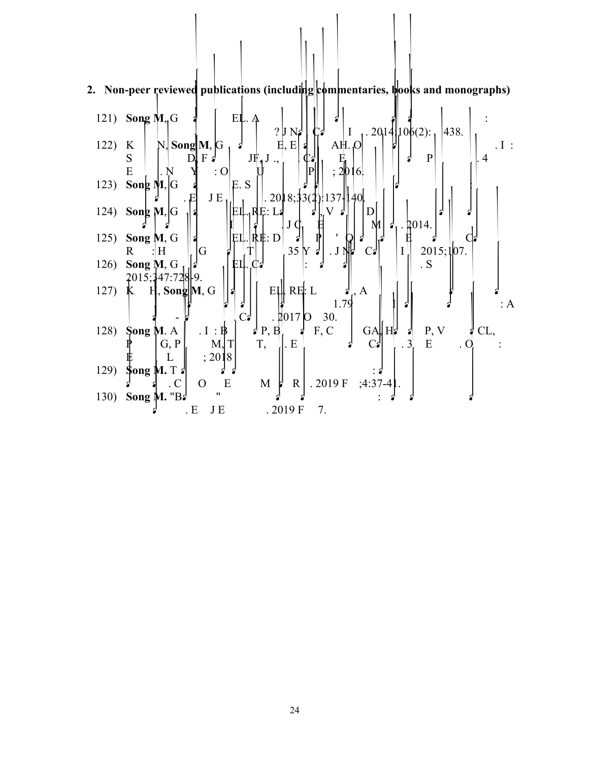2. **Non-peer reviewed publications (including commentaries, books and monographs)**

121) **Song M**, G EL. A : ? J N C I . 2014;106(2): 438.

122) K N, **Song M**, G E, E AH. O . I : S D, F JF, J ., . C E P . 4 E . N Y : O U P ; 2016.

123) **Song M**, G E. S . E J E . 2018;33(2):137-140.

124) **Song M**, G EL. RE: L , V D I . J C E M . 2014.

125) **Song M**, G EL. RE: D P ' Q E C R : H G T . 35 Y . J N C I 2015;107.

126) **Song M**, G EL. C : . S 2015;347:728-9.

127) K H, **Song M**, G EL. RE: L , A 1.79 I : A - . C . 2017 O 30.

128) **Song M**. A . I : B P, B F, C GA, H P, V CL, P G, P M, T T, . E C . 3 E . O : E L ; 2018

129) **Song M.** T : . C O E M R . 2019 F ;4:37-41.

130) **Song M.** "B " : . E J E . 2019 F 7.